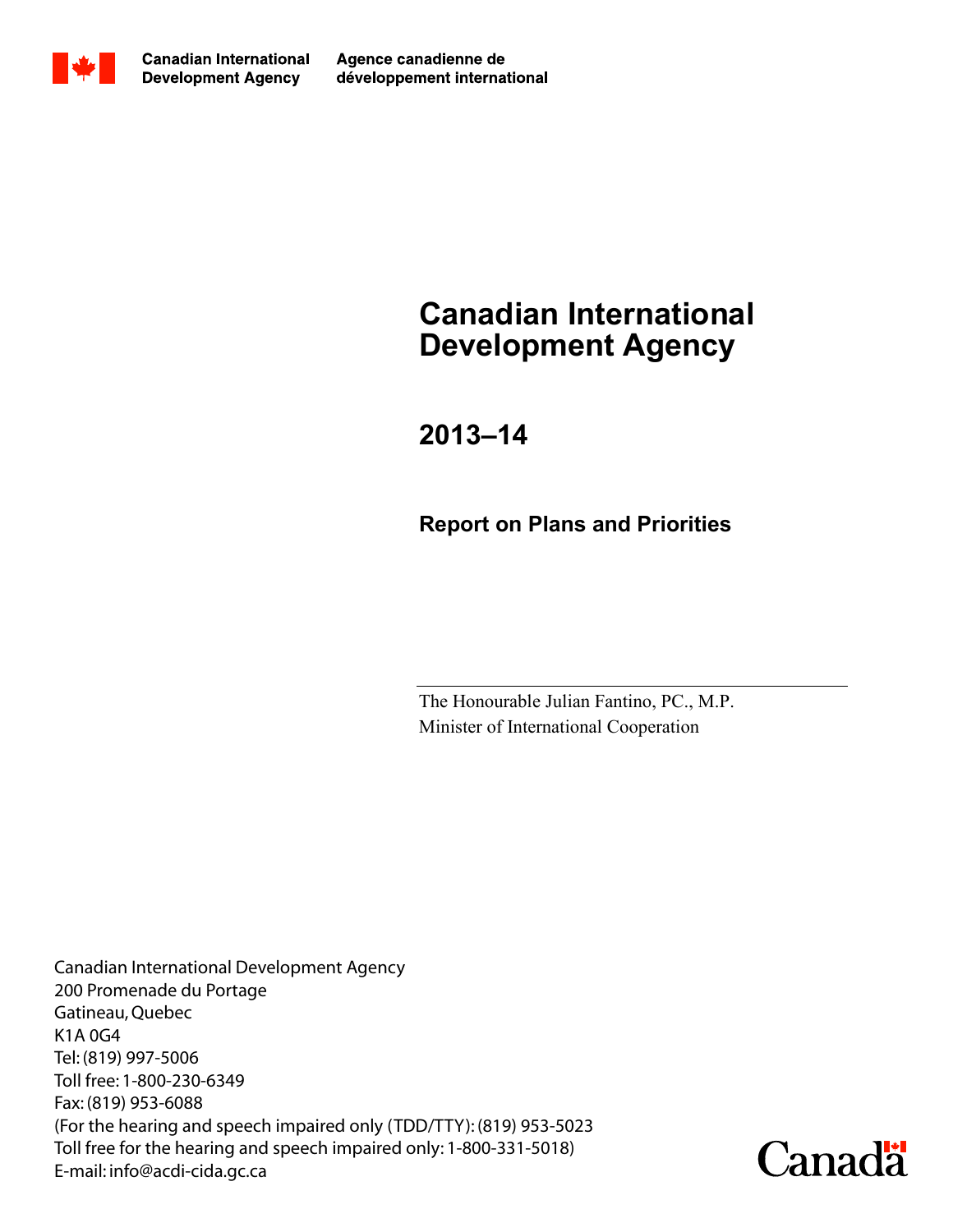Canadian International Development Agency

Agence canadienne de développement international

# Canadian International Development Agency

## 2013–14

### Report on Plans and Priorities

The Honourable Julian Fantino, PC., M.P.
Minister of International Cooperation

Canadian International Development Agency
200 Promenade du Portage
Gatineau, Quebec
K1A 0G4
Tel: (819) 997-5006
Toll free: 1-800-230-6349
Fax: (819) 953-6088
(For the hearing and speech impaired only (TDD/TTY): (819) 953-5023
Toll free for the hearing and speech impaired only: 1-800-331-5018)
E-mail: info@acdi-cida.gc.ca

Canada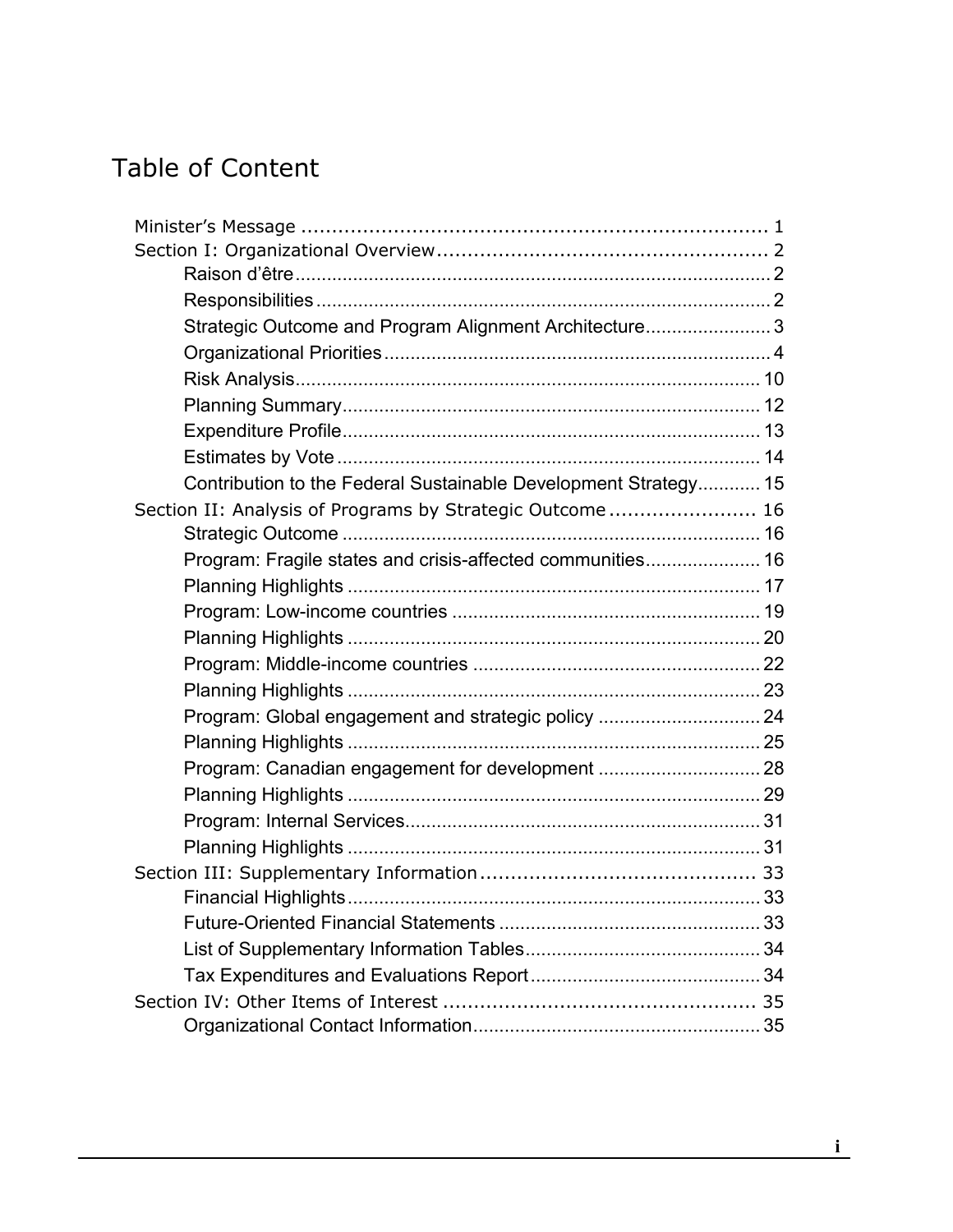# Table of Content

- Minister's Message ..... 1
- Section I: Organizational Overview ..... 2
  - Raison d'être ..... 2
  - Responsibilities ..... 2
  - Strategic Outcome and Program Alignment Architecture ..... 3
  - Organizational Priorities ..... 4
  - Risk Analysis ..... 10
  - Planning Summary ..... 12
  - Expenditure Profile ..... 13
  - Estimates by Vote ..... 14
  - Contribution to the Federal Sustainable Development Strategy ..... 15
- Section II: Analysis of Programs by Strategic Outcome ..... 16
  - Strategic Outcome ..... 16
  - Program: Fragile states and crisis-affected communities ..... 16
  - Planning Highlights ..... 17
  - Program: Low-income countries ..... 19
  - Planning Highlights ..... 20
  - Program: Middle-income countries ..... 22
  - Planning Highlights ..... 23
  - Program: Global engagement and strategic policy ..... 24
  - Planning Highlights ..... 25
  - Program: Canadian engagement for development ..... 28
  - Planning Highlights ..... 29
  - Program: Internal Services ..... 31
  - Planning Highlights ..... 31
- Section III: Supplementary Information ..... 33
  - Financial Highlights ..... 33
  - Future-Oriented Financial Statements ..... 33
  - List of Supplementary Information Tables ..... 34
  - Tax Expenditures and Evaluations Report ..... 34
- Section IV: Other Items of Interest ..... 35
  - Organizational Contact Information ..... 35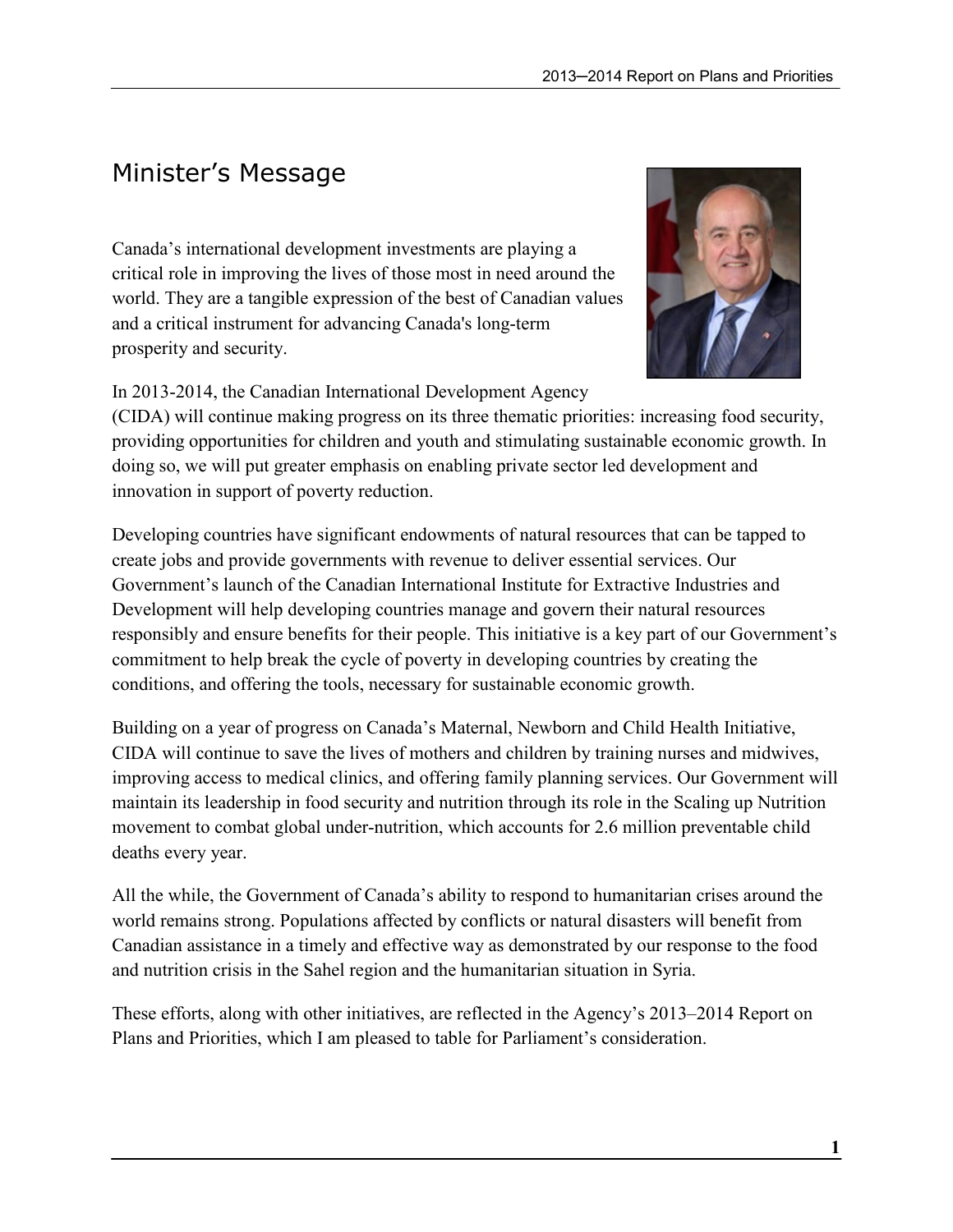# Minister's Message

Canada's international development investments are playing a critical role in improving the lives of those most in need around the world. They are a tangible expression of the best of Canadian values and a critical instrument for advancing Canada's long-term prosperity and security.

In 2013-2014, the Canadian International Development Agency (CIDA) will continue making progress on its three thematic priorities: increasing food security, providing opportunities for children and youth and stimulating sustainable economic growth. In doing so, we will put greater emphasis on enabling private sector led development and innovation in support of poverty reduction.

Developing countries have significant endowments of natural resources that can be tapped to create jobs and provide governments with revenue to deliver essential services. Our Government's launch of the Canadian International Institute for Extractive Industries and Development will help developing countries manage and govern their natural resources responsibly and ensure benefits for their people. This initiative is a key part of our Government's commitment to help break the cycle of poverty in developing countries by creating the conditions, and offering the tools, necessary for sustainable economic growth.

Building on a year of progress on Canada's Maternal, Newborn and Child Health Initiative, CIDA will continue to save the lives of mothers and children by training nurses and midwives, improving access to medical clinics, and offering family planning services. Our Government will maintain its leadership in food security and nutrition through its role in the Scaling up Nutrition movement to combat global under-nutrition, which accounts for 2.6 million preventable child deaths every year.

All the while, the Government of Canada's ability to respond to humanitarian crises around the world remains strong. Populations affected by conflicts or natural disasters will benefit from Canadian assistance in a timely and effective way as demonstrated by our response to the food and nutrition crisis in the Sahel region and the humanitarian situation in Syria.

These efforts, along with other initiatives, are reflected in the Agency's 2013–2014 Report on Plans and Priorities, which I am pleased to table for Parliament's consideration.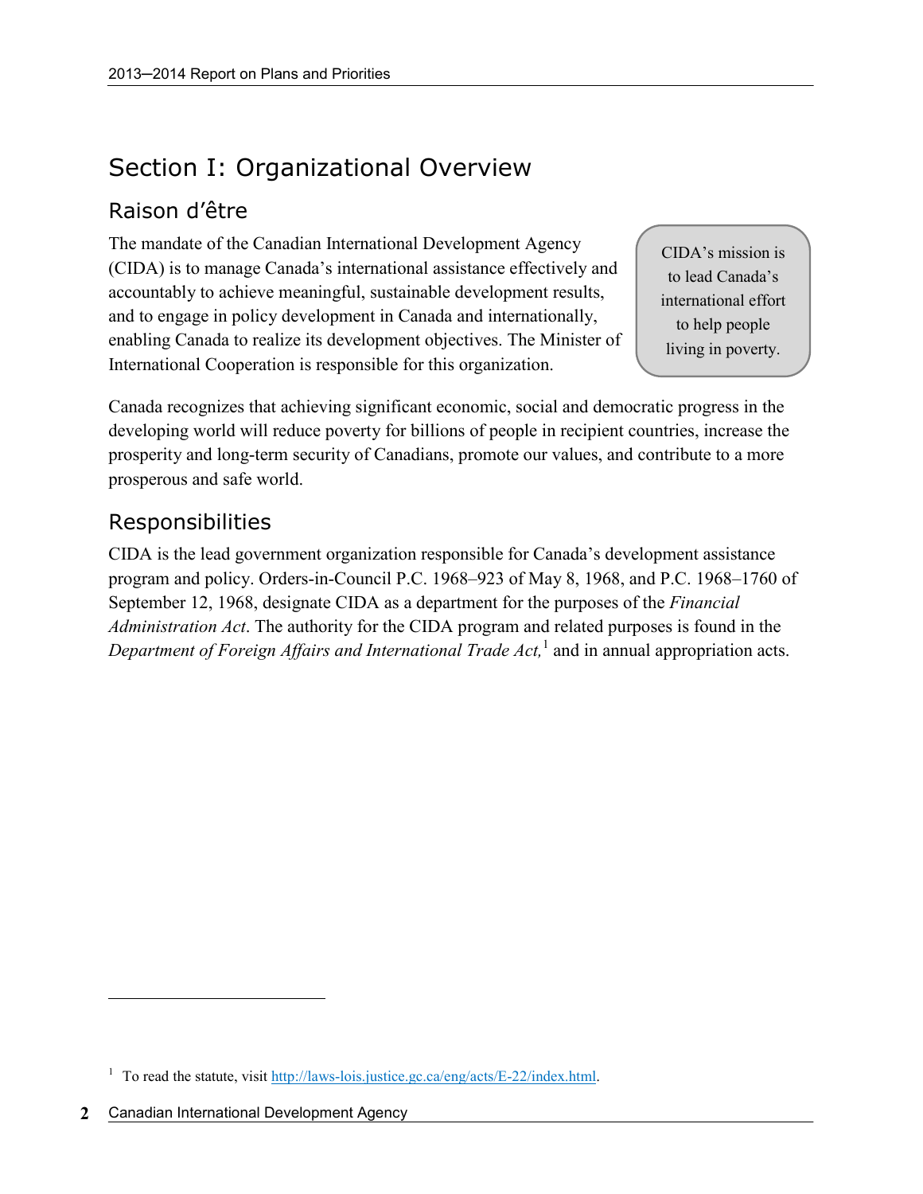# Section I: Organizational Overview

## Raison d'être

The mandate of the Canadian International Development Agency (CIDA) is to manage Canada's international assistance effectively and accountably to achieve meaningful, sustainable development results, and to engage in policy development in Canada and internationally, enabling Canada to realize its development objectives. The Minister of International Cooperation is responsible for this organization.

> CIDA's mission is to lead Canada's international effort to help people living in poverty.

Canada recognizes that achieving significant economic, social and democratic progress in the developing world will reduce poverty for billions of people in recipient countries, increase the prosperity and long-term security of Canadians, promote our values, and contribute to a more prosperous and safe world.

## Responsibilities

CIDA is the lead government organization responsible for Canada's development assistance program and policy. Orders-in-Council P.C. 1968–923 of May 8, 1968, and P.C. 1968–1760 of September 12, 1968, designate CIDA as a department for the purposes of the *Financial Administration Act*. The authority for the CIDA program and related purposes is found in the *Department of Foreign Affairs and International Trade Act,*[1] and in annual appropriation acts.

---

[1] To read the statute, visit http://laws-lois.justice.gc.ca/eng/acts/E-22/index.html.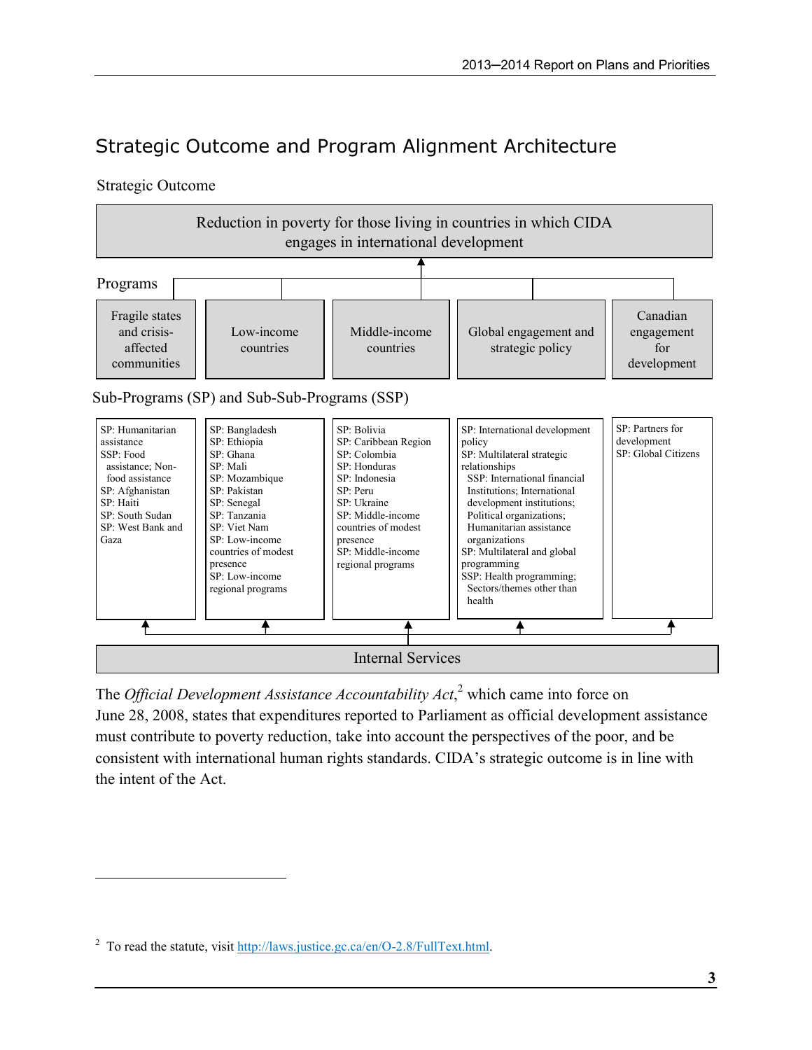## Strategic Outcome and Program Alignment Architecture

Strategic Outcome

**Reduction in poverty for those living in countries in which CIDA engages in international development**

Programs

| Fragile states and crisis-affected communities | Low-income countries | Middle-income countries | Global engagement and strategic policy | Canadian engagement for development |
|---|---|---|---|---|

Sub-Programs (SP) and Sub-Sub-Programs (SSP)

| Fragile states and crisis-affected communities | Low-income countries | Middle-income countries | Global engagement and strategic policy | Canadian engagement for development |
|---|---|---|---|---|
| SP: Humanitarian assistance<br>SSP: Food assistance; Non-food assistance<br>SP: Afghanistan<br>SP: Haiti<br>SP: South Sudan<br>SP: West Bank and Gaza | SP: Bangladesh<br>SP: Ethiopia<br>SP: Ghana<br>SP: Mali<br>SP: Mozambique<br>SP: Pakistan<br>SP: Senegal<br>SP: Tanzania<br>SP: Viet Nam<br>SP: Low-income countries of modest presence<br>SP: Low-income regional programs | SP: Bolivia<br>SP: Caribbean Region<br>SP: Colombia<br>SP: Honduras<br>SP: Indonesia<br>SP: Peru<br>SP: Ukraine<br>SP: Middle-income countries of modest presence<br>SP: Middle-income regional programs | SP: International development policy<br>SP: Multilateral strategic relationships<br>SSP: International financial Institutions; International development institutions; Political organizations; Humanitarian assistance organizations<br>SP: Multilateral and global programming<br>SSP: Health programming; Sectors/themes other than health | SP: Partners for development<br>SP: Global Citizens |

Internal Services

The *Official Development Assistance Accountability Act*,[2] which came into force on June 28, 2008, states that expenditures reported to Parliament as official development assistance must contribute to poverty reduction, take into account the perspectives of the poor, and be consistent with international human rights standards. CIDA's strategic outcome is in line with the intent of the Act.

---

[2] To read the statute, visit http://laws.justice.gc.ca/en/O-2.8/FullText.html.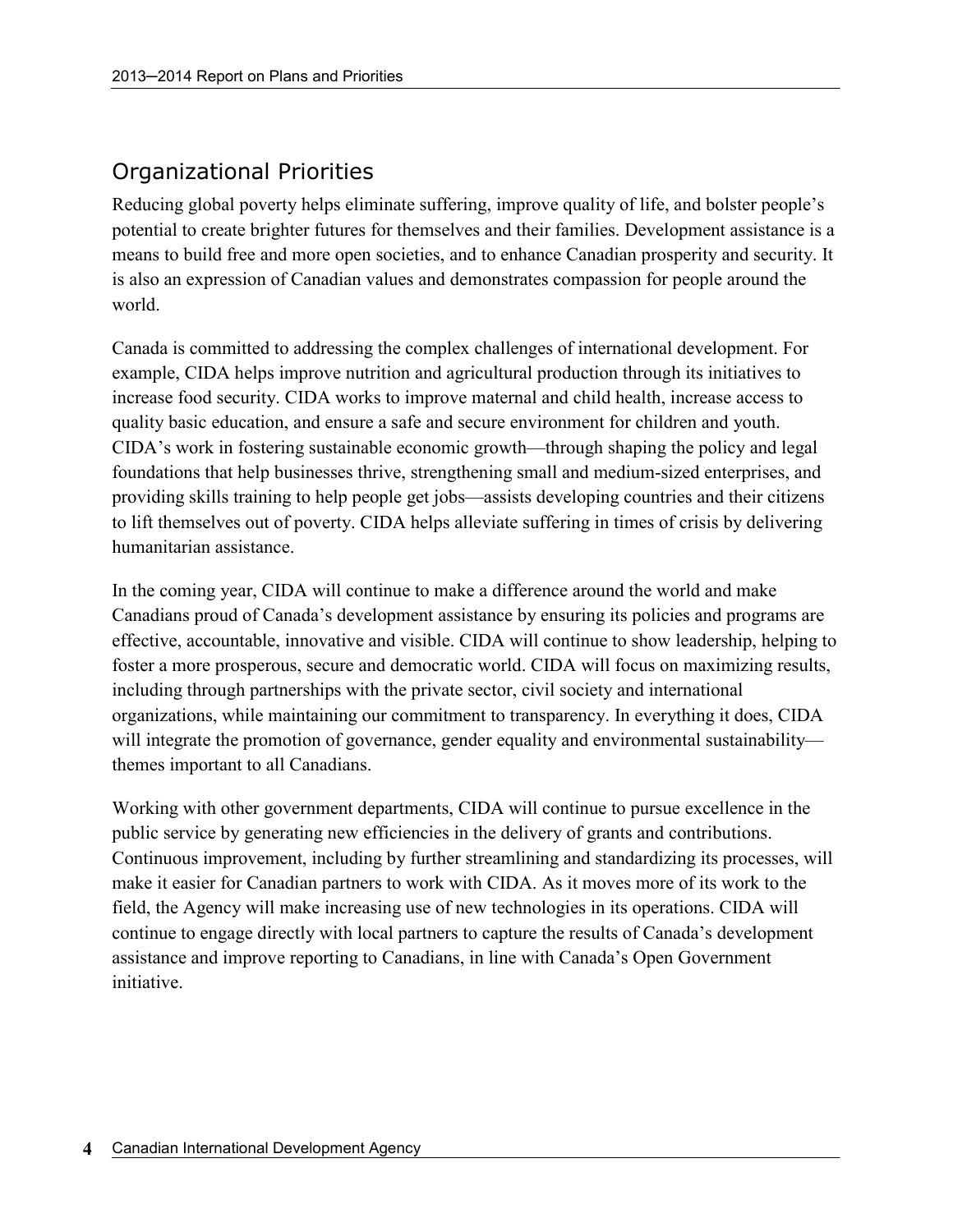## Organizational Priorities

Reducing global poverty helps eliminate suffering, improve quality of life, and bolster people's potential to create brighter futures for themselves and their families. Development assistance is a means to build free and more open societies, and to enhance Canadian prosperity and security. It is also an expression of Canadian values and demonstrates compassion for people around the world.

Canada is committed to addressing the complex challenges of international development. For example, CIDA helps improve nutrition and agricultural production through its initiatives to increase food security. CIDA works to improve maternal and child health, increase access to quality basic education, and ensure a safe and secure environment for children and youth. CIDA's work in fostering sustainable economic growth—through shaping the policy and legal foundations that help businesses thrive, strengthening small and medium-sized enterprises, and providing skills training to help people get jobs—assists developing countries and their citizens to lift themselves out of poverty. CIDA helps alleviate suffering in times of crisis by delivering humanitarian assistance.

In the coming year, CIDA will continue to make a difference around the world and make Canadians proud of Canada's development assistance by ensuring its policies and programs are effective, accountable, innovative and visible. CIDA will continue to show leadership, helping to foster a more prosperous, secure and democratic world. CIDA will focus on maximizing results, including through partnerships with the private sector, civil society and international organizations, while maintaining our commitment to transparency. In everything it does, CIDA will integrate the promotion of governance, gender equality and environmental sustainability—themes important to all Canadians.

Working with other government departments, CIDA will continue to pursue excellence in the public service by generating new efficiencies in the delivery of grants and contributions. Continuous improvement, including by further streamlining and standardizing its processes, will make it easier for Canadian partners to work with CIDA. As it moves more of its work to the field, the Agency will make increasing use of new technologies in its operations. CIDA will continue to engage directly with local partners to capture the results of Canada's development assistance and improve reporting to Canadians, in line with Canada's Open Government initiative.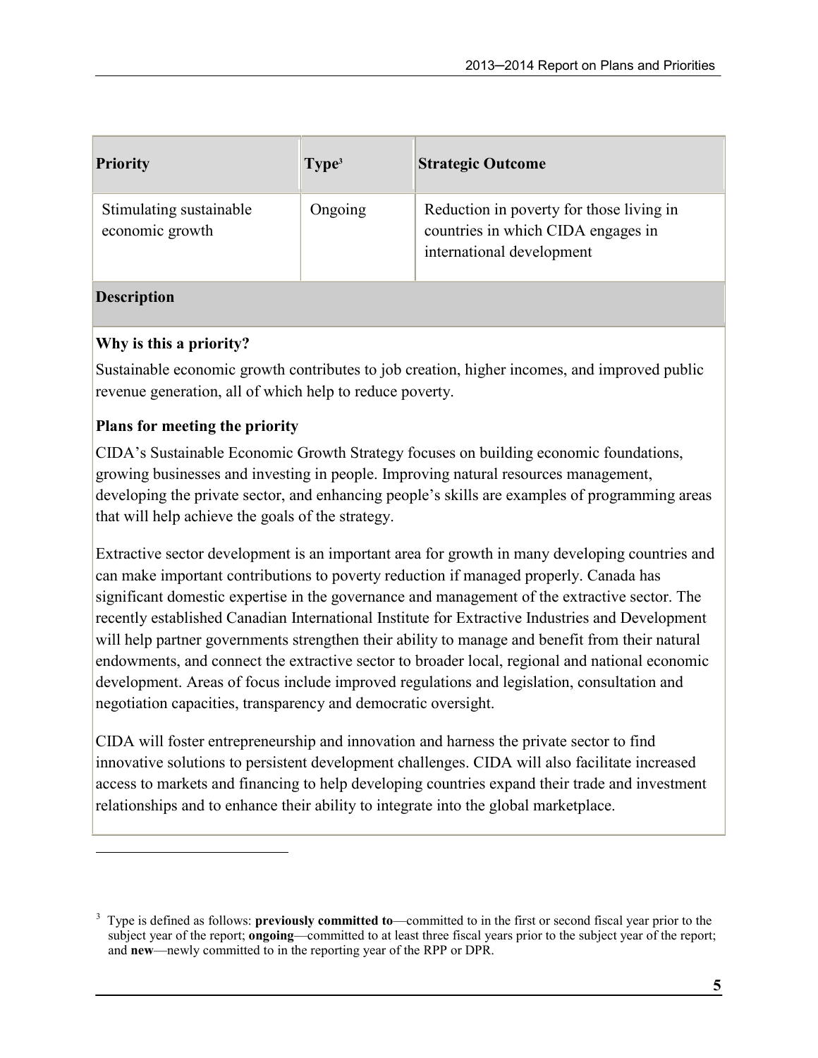| Priority | Type[3] | Strategic Outcome |
| --- | --- | --- |
| Stimulating sustainable economic growth | Ongoing | Reduction in poverty for those living in countries in which CIDA engages in international development |

**Description**

**Why is this a priority?**

Sustainable economic growth contributes to job creation, higher incomes, and improved public revenue generation, all of which help to reduce poverty.

**Plans for meeting the priority**

CIDA's Sustainable Economic Growth Strategy focuses on building economic foundations, growing businesses and investing in people. Improving natural resources management, developing the private sector, and enhancing people's skills are examples of programming areas that will help achieve the goals of the strategy.

Extractive sector development is an important area for growth in many developing countries and can make important contributions to poverty reduction if managed properly. Canada has significant domestic expertise in the governance and management of the extractive sector. The recently established Canadian International Institute for Extractive Industries and Development will help partner governments strengthen their ability to manage and benefit from their natural endowments, and connect the extractive sector to broader local, regional and national economic development. Areas of focus include improved regulations and legislation, consultation and negotiation capacities, transparency and democratic oversight.

CIDA will foster entrepreneurship and innovation and harness the private sector to find innovative solutions to persistent development challenges. CIDA will also facilitate increased access to markets and financing to help developing countries expand their trade and investment relationships and to enhance their ability to integrate into the global marketplace.

[3] Type is defined as follows: **previously committed to**—committed to in the first or second fiscal year prior to the subject year of the report; **ongoing**—committed to at least three fiscal years prior to the subject year of the report; and **new**—newly committed to in the reporting year of the RPP or DPR.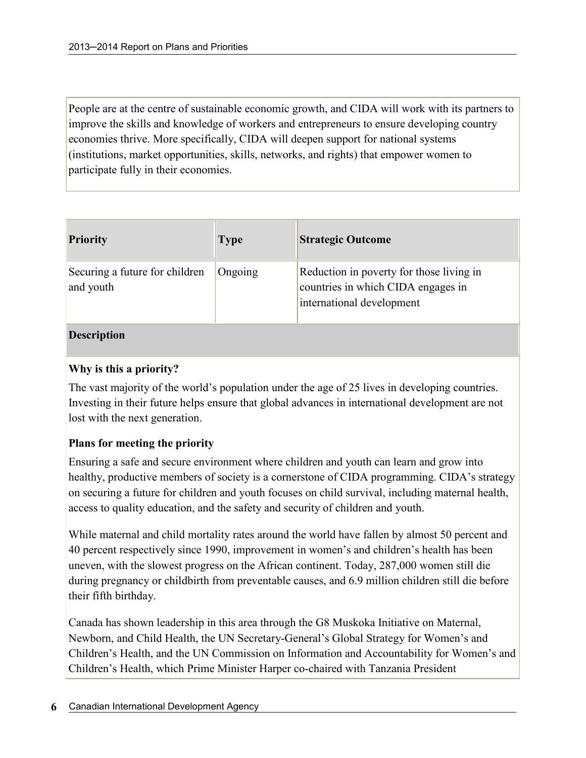People are at the centre of sustainable economic growth, and CIDA will work with its partners to improve the skills and knowledge of workers and entrepreneurs to ensure developing country economies thrive. More specifically, CIDA will deepen support for national systems (institutions, market opportunities, skills, networks, and rights) that empower women to participate fully in their economies.

| Priority | Type | Strategic Outcome |
|---|---|---|
| Securing a future for children and youth | Ongoing | Reduction in poverty for those living in countries in which CIDA engages in international development |

**Description**

**Why is this a priority?**

The vast majority of the world's population under the age of 25 lives in developing countries. Investing in their future helps ensure that global advances in international development are not lost with the next generation.

**Plans for meeting the priority**

Ensuring a safe and secure environment where children and youth can learn and grow into healthy, productive members of society is a cornerstone of CIDA programming. CIDA's strategy on securing a future for children and youth focuses on child survival, including maternal health, access to quality education, and the safety and security of children and youth.

While maternal and child mortality rates around the world have fallen by almost 50 percent and 40 percent respectively since 1990, improvement in women's and children's health has been uneven, with the slowest progress on the African continent. Today, 287,000 women still die during pregnancy or childbirth from preventable causes, and 6.9 million children still die before their fifth birthday.

Canada has shown leadership in this area through the G8 Muskoka Initiative on Maternal, Newborn, and Child Health, the UN Secretary-General's Global Strategy for Women's and Children's Health, and the UN Commission on Information and Accountability for Women's and Children's Health, which Prime Minister Harper co-chaired with Tanzania President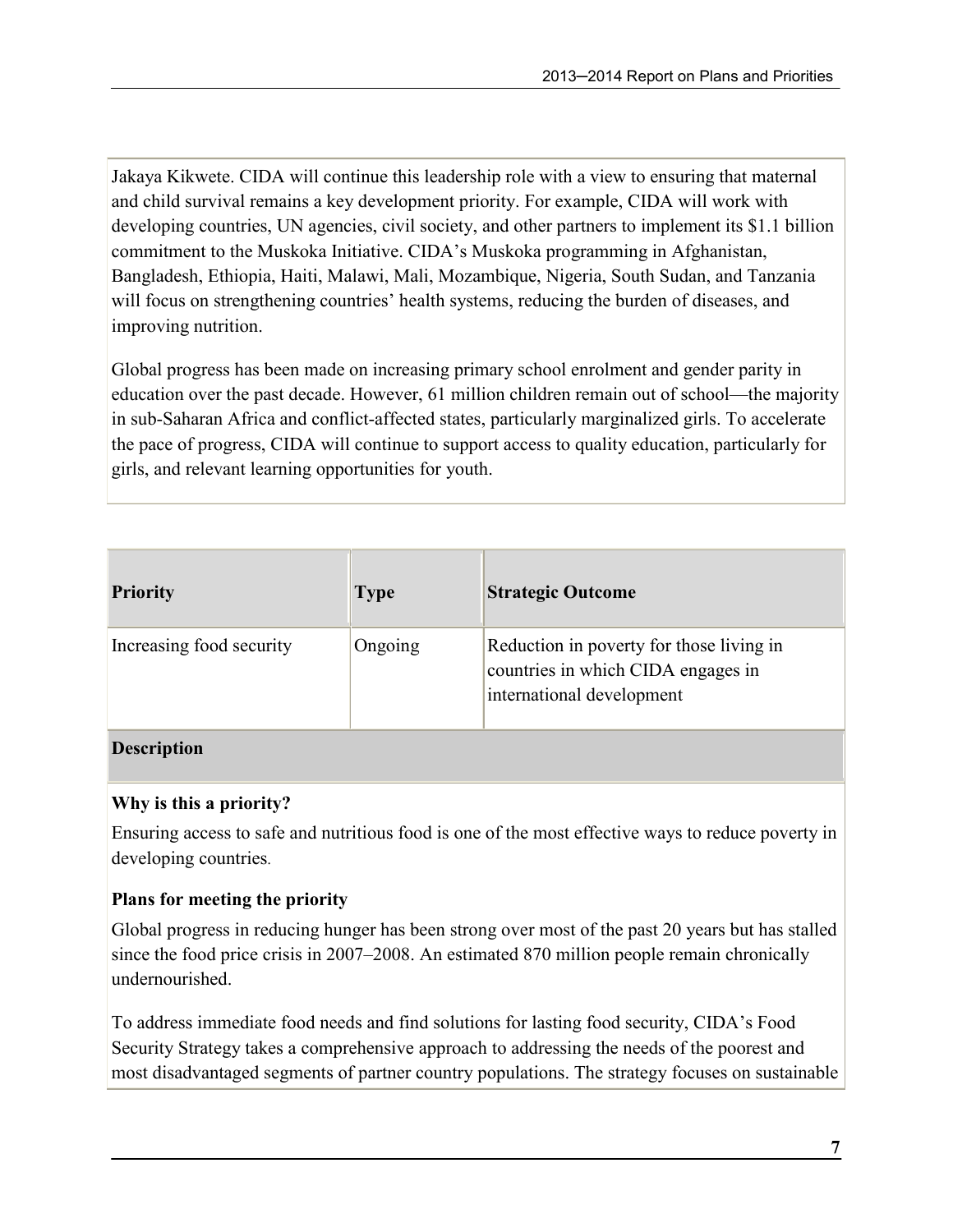Jakaya Kikwete. CIDA will continue this leadership role with a view to ensuring that maternal and child survival remains a key development priority. For example, CIDA will work with developing countries, UN agencies, civil society, and other partners to implement its $1.1 billion commitment to the Muskoka Initiative. CIDA's Muskoka programming in Afghanistan, Bangladesh, Ethiopia, Haiti, Malawi, Mali, Mozambique, Nigeria, South Sudan, and Tanzania will focus on strengthening countries' health systems, reducing the burden of diseases, and improving nutrition.

Global progress has been made on increasing primary school enrolment and gender parity in education over the past decade. However, 61 million children remain out of school—the majority in sub-Saharan Africa and conflict-affected states, particularly marginalized girls. To accelerate the pace of progress, CIDA will continue to support access to quality education, particularly for girls, and relevant learning opportunities for youth.

| **Priority** | **Type** | **Strategic Outcome** |
|---|---|---|
| Increasing food security | Ongoing | Reduction in poverty for those living in countries in which CIDA engages in international development |

**Description**

**Why is this a priority?**

Ensuring access to safe and nutritious food is one of the most effective ways to reduce poverty in developing countries.

**Plans for meeting the priority**

Global progress in reducing hunger has been strong over most of the past 20 years but has stalled since the food price crisis in 2007–2008. An estimated 870 million people remain chronically undernourished.

To address immediate food needs and find solutions for lasting food security, CIDA's Food Security Strategy takes a comprehensive approach to addressing the needs of the poorest and most disadvantaged segments of partner country populations. The strategy focuses on sustainable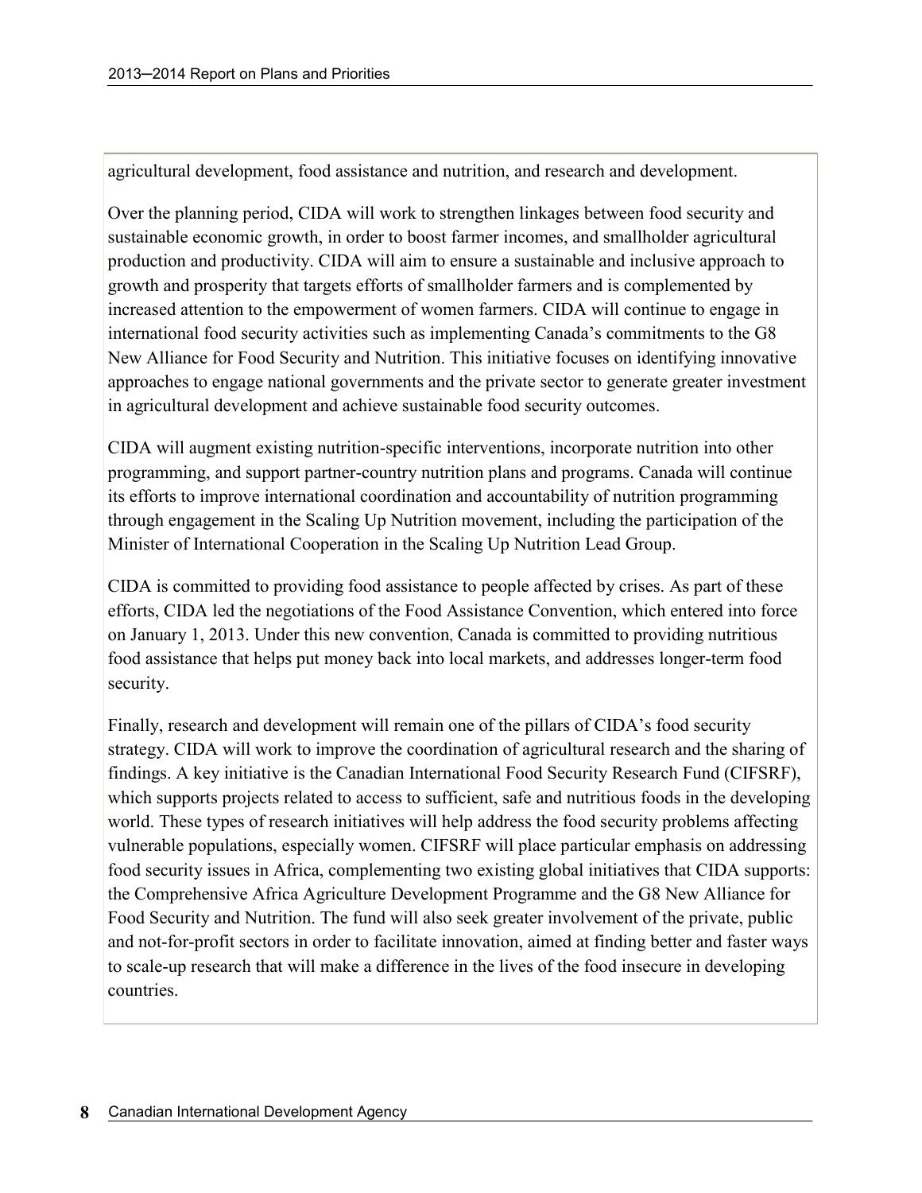agricultural development, food assistance and nutrition, and research and development.

Over the planning period, CIDA will work to strengthen linkages between food security and sustainable economic growth, in order to boost farmer incomes, and smallholder agricultural production and productivity. CIDA will aim to ensure a sustainable and inclusive approach to growth and prosperity that targets efforts of smallholder farmers and is complemented by increased attention to the empowerment of women farmers. CIDA will continue to engage in international food security activities such as implementing Canada's commitments to the G8 New Alliance for Food Security and Nutrition. This initiative focuses on identifying innovative approaches to engage national governments and the private sector to generate greater investment in agricultural development and achieve sustainable food security outcomes.

CIDA will augment existing nutrition-specific interventions, incorporate nutrition into other programming, and support partner-country nutrition plans and programs. Canada will continue its efforts to improve international coordination and accountability of nutrition programming through engagement in the Scaling Up Nutrition movement, including the participation of the Minister of International Cooperation in the Scaling Up Nutrition Lead Group.

CIDA is committed to providing food assistance to people affected by crises. As part of these efforts, CIDA led the negotiations of the Food Assistance Convention, which entered into force on January 1, 2013. Under this new convention, Canada is committed to providing nutritious food assistance that helps put money back into local markets, and addresses longer-term food security.

Finally, research and development will remain one of the pillars of CIDA's food security strategy. CIDA will work to improve the coordination of agricultural research and the sharing of findings. A key initiative is the Canadian International Food Security Research Fund (CIFSRF), which supports projects related to access to sufficient, safe and nutritious foods in the developing world. These types of research initiatives will help address the food security problems affecting vulnerable populations, especially women. CIFSRF will place particular emphasis on addressing food security issues in Africa, complementing two existing global initiatives that CIDA supports: the Comprehensive Africa Agriculture Development Programme and the G8 New Alliance for Food Security and Nutrition. The fund will also seek greater involvement of the private, public and not-for-profit sectors in order to facilitate innovation, aimed at finding better and faster ways to scale-up research that will make a difference in the lives of the food insecure in developing countries.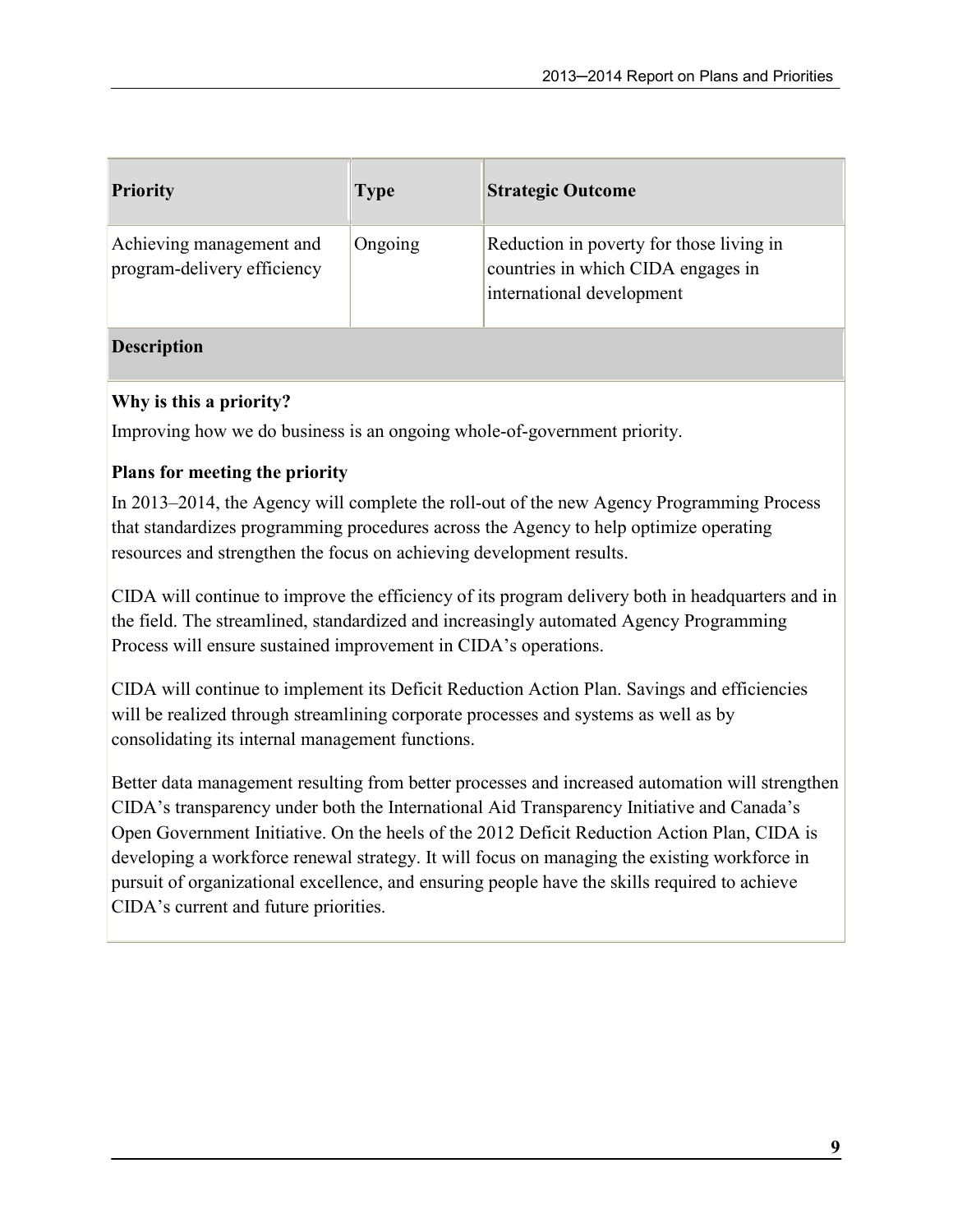| Priority | Type | Strategic Outcome |
|---|---|---|
| Achieving management and program-delivery efficiency | Ongoing | Reduction in poverty for those living in countries in which CIDA engages in international development |

**Description**

**Why is this a priority?**

Improving how we do business is an ongoing whole-of-government priority.

**Plans for meeting the priority**

In 2013–2014, the Agency will complete the roll-out of the new Agency Programming Process that standardizes programming procedures across the Agency to help optimize operating resources and strengthen the focus on achieving development results.

CIDA will continue to improve the efficiency of its program delivery both in headquarters and in the field. The streamlined, standardized and increasingly automated Agency Programming Process will ensure sustained improvement in CIDA's operations.

CIDA will continue to implement its Deficit Reduction Action Plan. Savings and efficiencies will be realized through streamlining corporate processes and systems as well as by consolidating its internal management functions.

Better data management resulting from better processes and increased automation will strengthen CIDA's transparency under both the International Aid Transparency Initiative and Canada's Open Government Initiative. On the heels of the 2012 Deficit Reduction Action Plan, CIDA is developing a workforce renewal strategy. It will focus on managing the existing workforce in pursuit of organizational excellence, and ensuring people have the skills required to achieve CIDA's current and future priorities.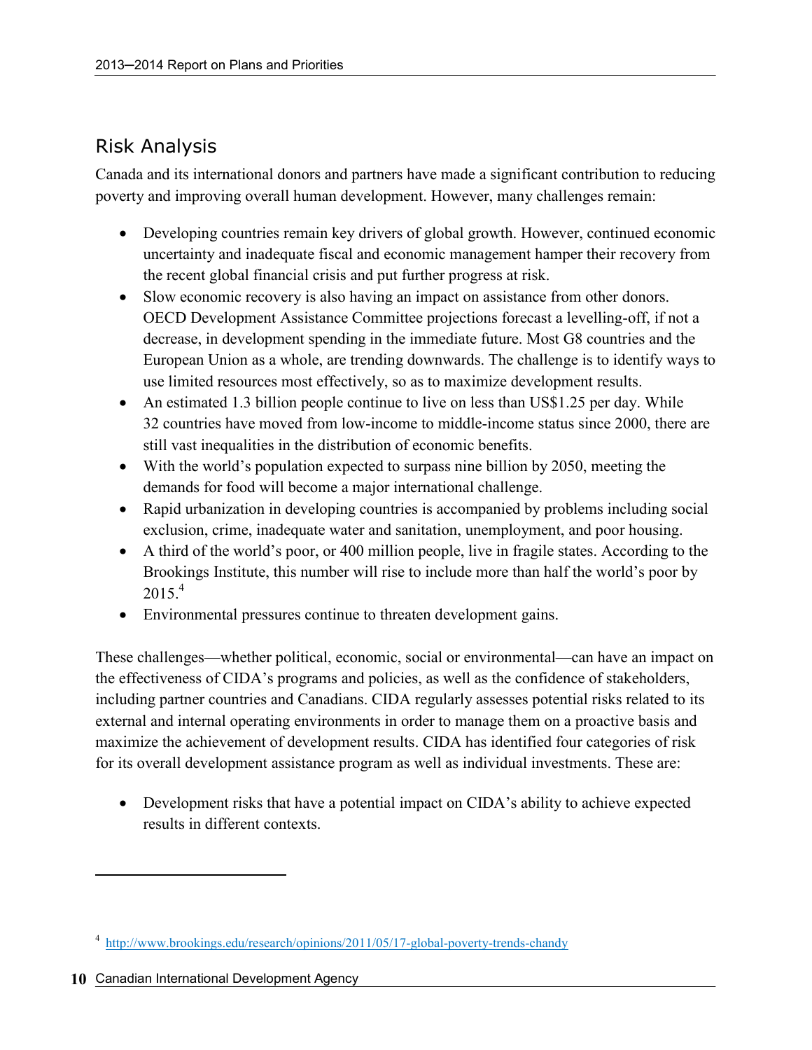## Risk Analysis

Canada and its international donors and partners have made a significant contribution to reducing poverty and improving overall human development. However, many challenges remain:

- Developing countries remain key drivers of global growth. However, continued economic uncertainty and inadequate fiscal and economic management hamper their recovery from the recent global financial crisis and put further progress at risk.
- Slow economic recovery is also having an impact on assistance from other donors. OECD Development Assistance Committee projections forecast a levelling-off, if not a decrease, in development spending in the immediate future. Most G8 countries and the European Union as a whole, are trending downwards. The challenge is to identify ways to use limited resources most effectively, so as to maximize development results.
- An estimated 1.3 billion people continue to live on less than US$1.25 per day. While 32 countries have moved from low-income to middle-income status since 2000, there are still vast inequalities in the distribution of economic benefits.
- With the world's population expected to surpass nine billion by 2050, meeting the demands for food will become a major international challenge.
- Rapid urbanization in developing countries is accompanied by problems including social exclusion, crime, inadequate water and sanitation, unemployment, and poor housing.
- A third of the world's poor, or 400 million people, live in fragile states. According to the Brookings Institute, this number will rise to include more than half the world's poor by 2015.[4]
- Environmental pressures continue to threaten development gains.

These challenges—whether political, economic, social or environmental—can have an impact on the effectiveness of CIDA's programs and policies, as well as the confidence of stakeholders, including partner countries and Canadians. CIDA regularly assesses potential risks related to its external and internal operating environments in order to manage them on a proactive basis and maximize the achievement of development results. CIDA has identified four categories of risk for its overall development assistance program as well as individual investments. These are:

- Development risks that have a potential impact on CIDA's ability to achieve expected results in different contexts.

---

[4] http://www.brookings.edu/research/opinions/2011/05/17-global-poverty-trends-chandy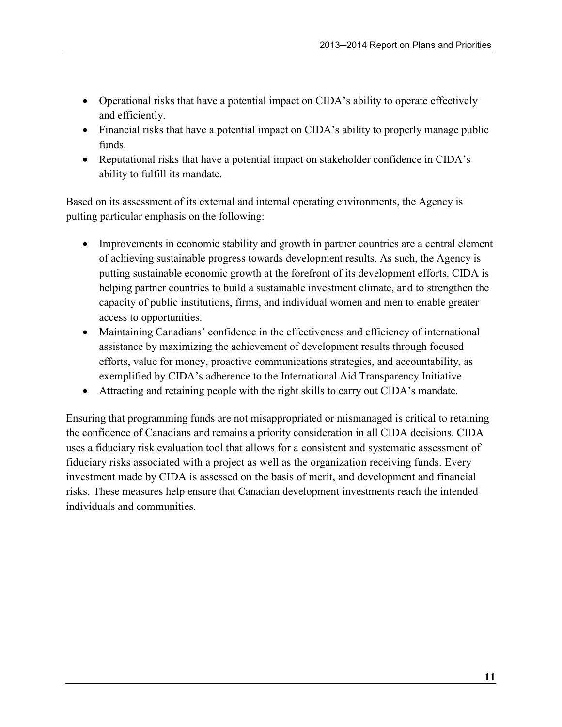- Operational risks that have a potential impact on CIDA's ability to operate effectively and efficiently.
- Financial risks that have a potential impact on CIDA's ability to properly manage public funds.
- Reputational risks that have a potential impact on stakeholder confidence in CIDA's ability to fulfill its mandate.

Based on its assessment of its external and internal operating environments, the Agency is putting particular emphasis on the following:

- Improvements in economic stability and growth in partner countries are a central element of achieving sustainable progress towards development results. As such, the Agency is putting sustainable economic growth at the forefront of its development efforts. CIDA is helping partner countries to build a sustainable investment climate, and to strengthen the capacity of public institutions, firms, and individual women and men to enable greater access to opportunities.
- Maintaining Canadians' confidence in the effectiveness and efficiency of international assistance by maximizing the achievement of development results through focused efforts, value for money, proactive communications strategies, and accountability, as exemplified by CIDA's adherence to the International Aid Transparency Initiative.
- Attracting and retaining people with the right skills to carry out CIDA's mandate.

Ensuring that programming funds are not misappropriated or mismanaged is critical to retaining the confidence of Canadians and remains a priority consideration in all CIDA decisions. CIDA uses a fiduciary risk evaluation tool that allows for a consistent and systematic assessment of fiduciary risks associated with a project as well as the organization receiving funds. Every investment made by CIDA is assessed on the basis of merit, and development and financial risks. These measures help ensure that Canadian development investments reach the intended individuals and communities.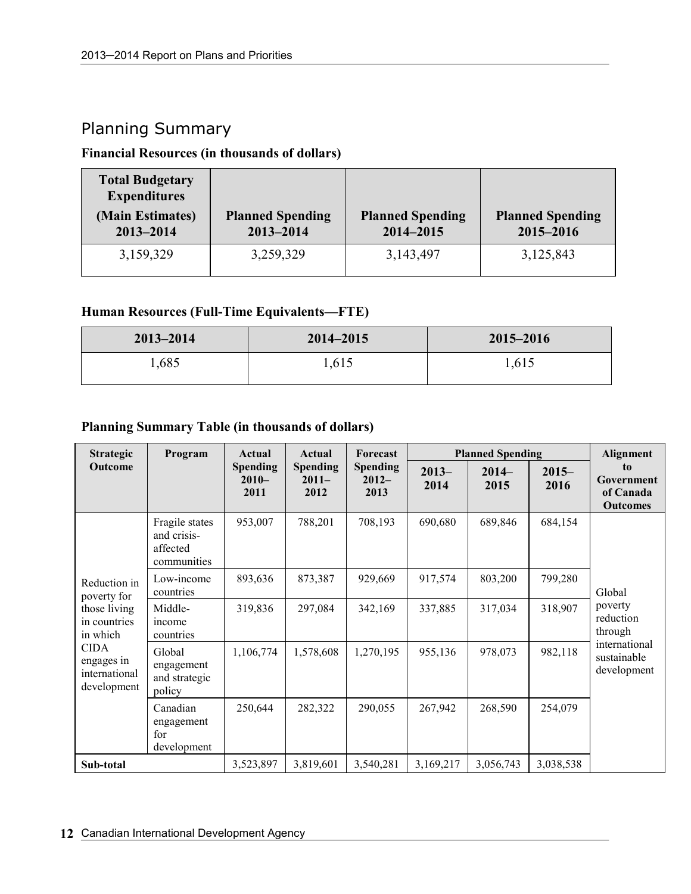## Planning Summary

**Financial Resources (in thousands of dollars)**

| Total Budgetary Expenditures (Main Estimates) 2013–2014 | Planned Spending 2013–2014 | Planned Spending 2014–2015 | Planned Spending 2015–2016 |
|---|---|---|---|
| 3,159,329 | 3,259,329 | 3,143,497 | 3,125,843 |

**Human Resources (Full-Time Equivalents—FTE)**

| 2013–2014 | 2014–2015 | 2015–2016 |
|---|---|---|
| 1,685 | 1,615 | 1,615 |

**Planning Summary Table (in thousands of dollars)**

| Strategic Outcome | Program | Actual Spending 2010–2011 | Actual Spending 2011–2012 | Forecast Spending 2012–2013 | Planned Spending | | | Alignment to Government of Canada Outcomes |
|---|---|---|---|---|---|---|---|---|
| | | | | | 2013–2014 | 2014–2015 | 2015–2016 | |
| Reduction in poverty for those living in countries in which CIDA engages in international development | Fragile states and crisis-affected communities | 953,007 | 788,201 | 708,193 | 690,680 | 689,846 | 684,154 | Global poverty reduction through international sustainable development |
| | Low-income countries | 893,636 | 873,387 | 929,669 | 917,574 | 803,200 | 799,280 | |
| | Middle-income countries | 319,836 | 297,084 | 342,169 | 337,885 | 317,034 | 318,907 | |
| | Global engagement and strategic policy | 1,106,774 | 1,578,608 | 1,270,195 | 955,136 | 978,073 | 982,118 | |
| | Canadian engagement for development | 250,644 | 282,322 | 290,055 | 267,942 | 268,590 | 254,079 | |
| **Sub-total** | | 3,523,897 | 3,819,601 | 3,540,281 | 3,169,217 | 3,056,743 | 3,038,538 | |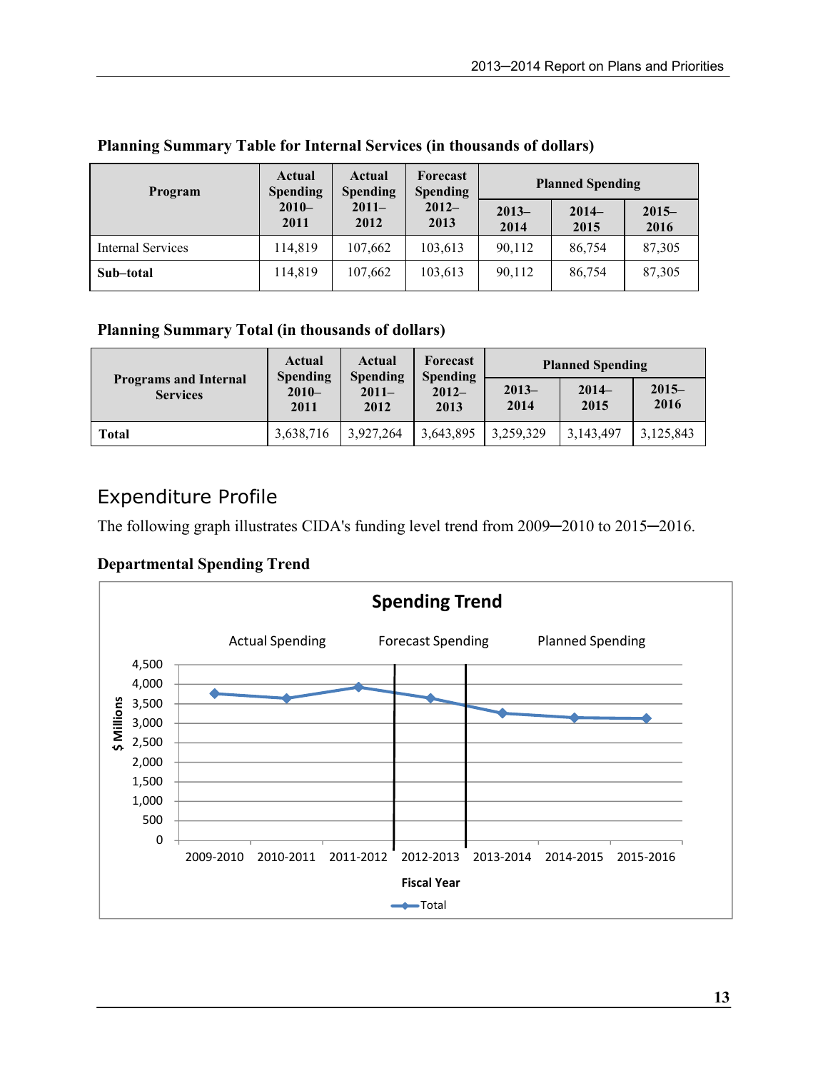**Planning Summary Table for Internal Services (in thousands of dollars)**

| Program | Actual Spending 2010–2011 | Actual Spending 2011–2012 | Forecast Spending 2012–2013 | Planned Spending | | |
|---|---|---|---|---|---|---|
| | | | | 2013–2014 | 2014–2015 | 2015–2016 |
| Internal Services | 114,819 | 107,662 | 103,613 | 90,112 | 86,754 | 87,305 |
| **Sub–total** | 114,819 | 107,662 | 103,613 | 90,112 | 86,754 | 87,305 |

**Planning Summary Total (in thousands of dollars)**

| Programs and Internal Services | Actual Spending 2010–2011 | Actual Spending 2011–2012 | Forecast Spending 2012–2013 | Planned Spending | | |
|---|---|---|---|---|---|---|
| | | | | 2013–2014 | 2014–2015 | 2015–2016 |
| **Total** | 3,638,716 | 3,927,264 | 3,643,895 | 3,259,329 | 3,143,497 | 3,125,843 |

## Expenditure Profile

The following graph illustrates CIDA's funding level trend from 2009–2010 to 2015–2016.

**Departmental Spending Trend**

**Spending Trend**

Actual Spending | Forecast Spending | Planned Spending

$ Millions (0 to 4,500)

Fiscal Year: 2009-2010, 2010-2011, 2011-2012, 2012-2013, 2013-2014, 2014-2015, 2015-2016

Total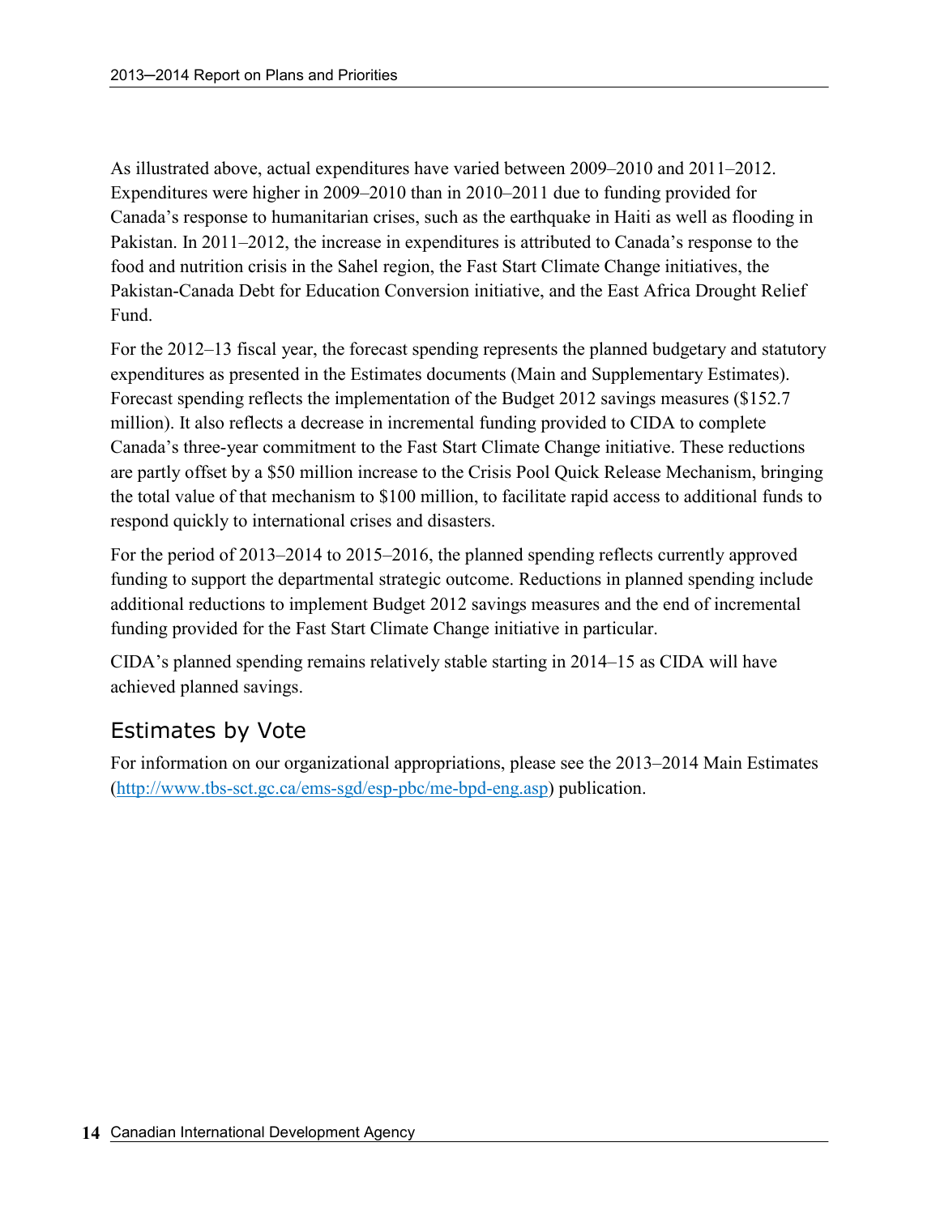As illustrated above, actual expenditures have varied between 2009–2010 and 2011–2012. Expenditures were higher in 2009–2010 than in 2010–2011 due to funding provided for Canada's response to humanitarian crises, such as the earthquake in Haiti as well as flooding in Pakistan. In 2011–2012, the increase in expenditures is attributed to Canada's response to the food and nutrition crisis in the Sahel region, the Fast Start Climate Change initiatives, the Pakistan-Canada Debt for Education Conversion initiative, and the East Africa Drought Relief Fund.

For the 2012–13 fiscal year, the forecast spending represents the planned budgetary and statutory expenditures as presented in the Estimates documents (Main and Supplementary Estimates). Forecast spending reflects the implementation of the Budget 2012 savings measures ($152.7 million). It also reflects a decrease in incremental funding provided to CIDA to complete Canada's three-year commitment to the Fast Start Climate Change initiative. These reductions are partly offset by a $50 million increase to the Crisis Pool Quick Release Mechanism, bringing the total value of that mechanism to $100 million, to facilitate rapid access to additional funds to respond quickly to international crises and disasters.

For the period of 2013–2014 to 2015–2016, the planned spending reflects currently approved funding to support the departmental strategic outcome. Reductions in planned spending include additional reductions to implement Budget 2012 savings measures and the end of incremental funding provided for the Fast Start Climate Change initiative in particular.

CIDA's planned spending remains relatively stable starting in 2014–15 as CIDA will have achieved planned savings.

## Estimates by Vote

For information on our organizational appropriations, please see the 2013–2014 Main Estimates (http://www.tbs-sct.gc.ca/ems-sgd/esp-pbc/me-bpd-eng.asp) publication.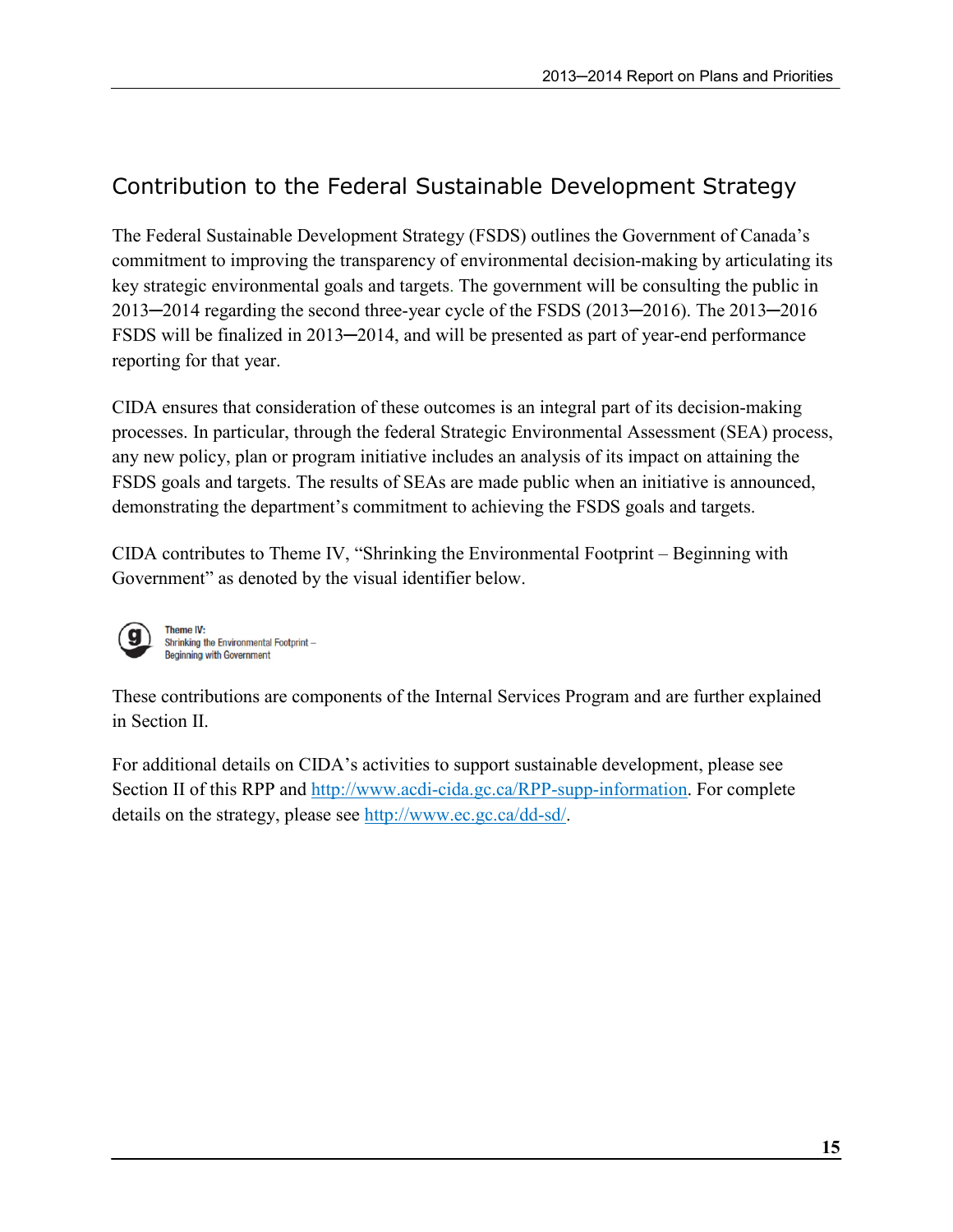## Contribution to the Federal Sustainable Development Strategy

The Federal Sustainable Development Strategy (FSDS) outlines the Government of Canada's commitment to improving the transparency of environmental decision-making by articulating its key strategic environmental goals and targets. The government will be consulting the public in 2013─2014 regarding the second three-year cycle of the FSDS (2013─2016). The 2013─2016 FSDS will be finalized in 2013─2014, and will be presented as part of year-end performance reporting for that year.

CIDA ensures that consideration of these outcomes is an integral part of its decision-making processes. In particular, through the federal Strategic Environmental Assessment (SEA) process, any new policy, plan or program initiative includes an analysis of its impact on attaining the FSDS goals and targets. The results of SEAs are made public when an initiative is announced, demonstrating the department's commitment to achieving the FSDS goals and targets.

CIDA contributes to Theme IV, "Shrinking the Environmental Footprint – Beginning with Government" as denoted by the visual identifier below.

**Theme IV:**
Shrinking the Environmental Footprint – Beginning with Government

These contributions are components of the Internal Services Program and are further explained in Section II.

For additional details on CIDA's activities to support sustainable development, please see Section II of this RPP and http://www.acdi-cida.gc.ca/RPP-supp-information. For complete details on the strategy, please see http://www.ec.gc.ca/dd-sd/.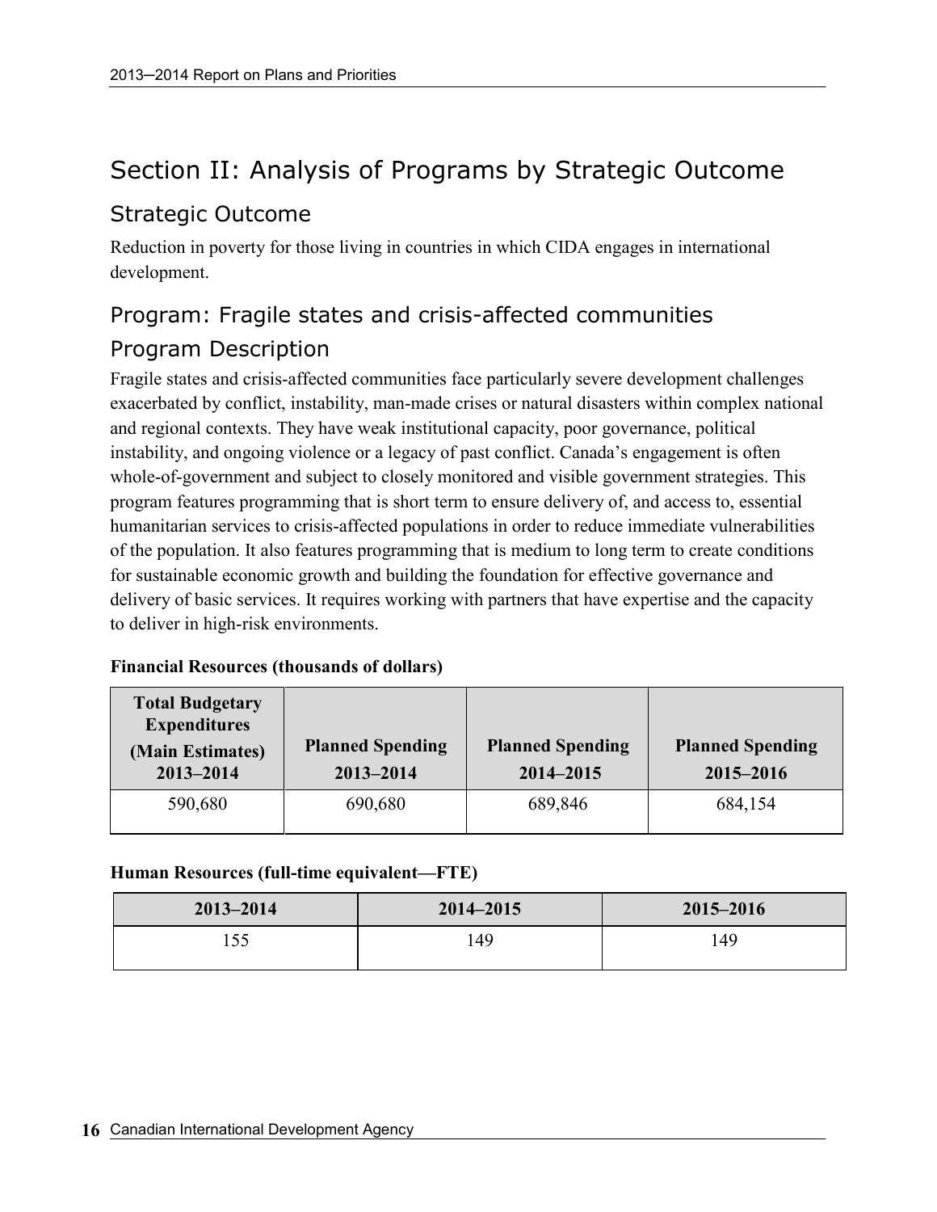# Section II: Analysis of Programs by Strategic Outcome

## Strategic Outcome

Reduction in poverty for those living in countries in which CIDA engages in international development.

## Program: Fragile states and crisis-affected communities

## Program Description

Fragile states and crisis-affected communities face particularly severe development challenges exacerbated by conflict, instability, man-made crises or natural disasters within complex national and regional contexts. They have weak institutional capacity, poor governance, political instability, and ongoing violence or a legacy of past conflict. Canada's engagement is often whole-of-government and subject to closely monitored and visible government strategies. This program features programming that is short term to ensure delivery of, and access to, essential humanitarian services to crisis-affected populations in order to reduce immediate vulnerabilities of the population. It also features programming that is medium to long term to create conditions for sustainable economic growth and building the foundation for effective governance and delivery of basic services. It requires working with partners that have expertise and the capacity to deliver in high-risk environments.

**Financial Resources (thousands of dollars)**

| Total Budgetary Expenditures (Main Estimates) 2013–2014 | Planned Spending 2013–2014 | Planned Spending 2014–2015 | Planned Spending 2015–2016 |
|---|---|---|---|
| 590,680 | 690,680 | 689,846 | 684,154 |

**Human Resources (full-time equivalent—FTE)**

| 2013–2014 | 2014–2015 | 2015–2016 |
|---|---|---|
| 155 | 149 | 149 |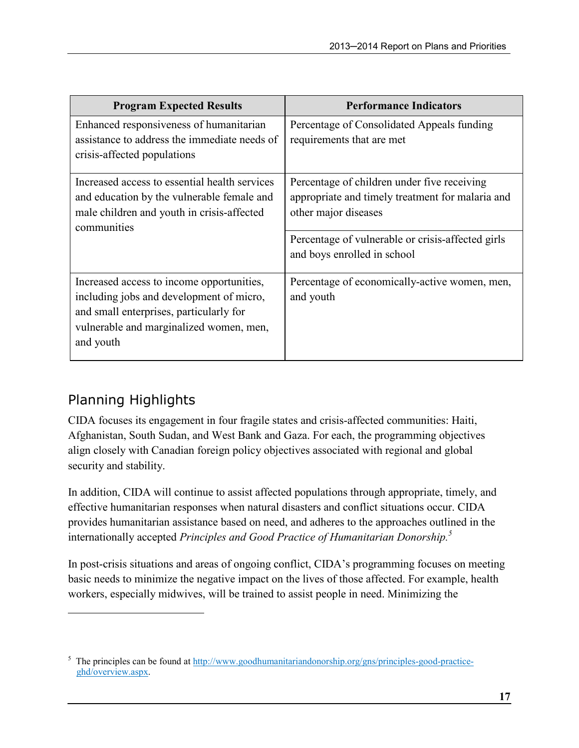| Program Expected Results | Performance Indicators |
| --- | --- |
| Enhanced responsiveness of humanitarian assistance to address the immediate needs of crisis-affected populations | Percentage of Consolidated Appeals funding requirements that are met |
| Increased access to essential health services and education by the vulnerable female and male children and youth in crisis-affected communities | Percentage of children under five receiving appropriate and timely treatment for malaria and other major diseases |
| | Percentage of vulnerable or crisis-affected girls and boys enrolled in school |
| Increased access to income opportunities, including jobs and development of micro, and small enterprises, particularly for vulnerable and marginalized women, men, and youth | Percentage of economically-active women, men, and youth |

## Planning Highlights

CIDA focuses its engagement in four fragile states and crisis-affected communities: Haiti, Afghanistan, South Sudan, and West Bank and Gaza. For each, the programming objectives align closely with Canadian foreign policy objectives associated with regional and global security and stability.

In addition, CIDA will continue to assist affected populations through appropriate, timely, and effective humanitarian responses when natural disasters and conflict situations occur. CIDA provides humanitarian assistance based on need, and adheres to the approaches outlined in the internationally accepted *Principles and Good Practice of Humanitarian Donorship.*[5]

In post-crisis situations and areas of ongoing conflict, CIDA's programming focuses on meeting basic needs to minimize the negative impact on the lives of those affected. For example, health workers, especially midwives, will be trained to assist people in need. Minimizing the

[5] The principles can be found at http://www.goodhumanitariandonorship.org/gns/principles-good-practice-ghd/overview.aspx.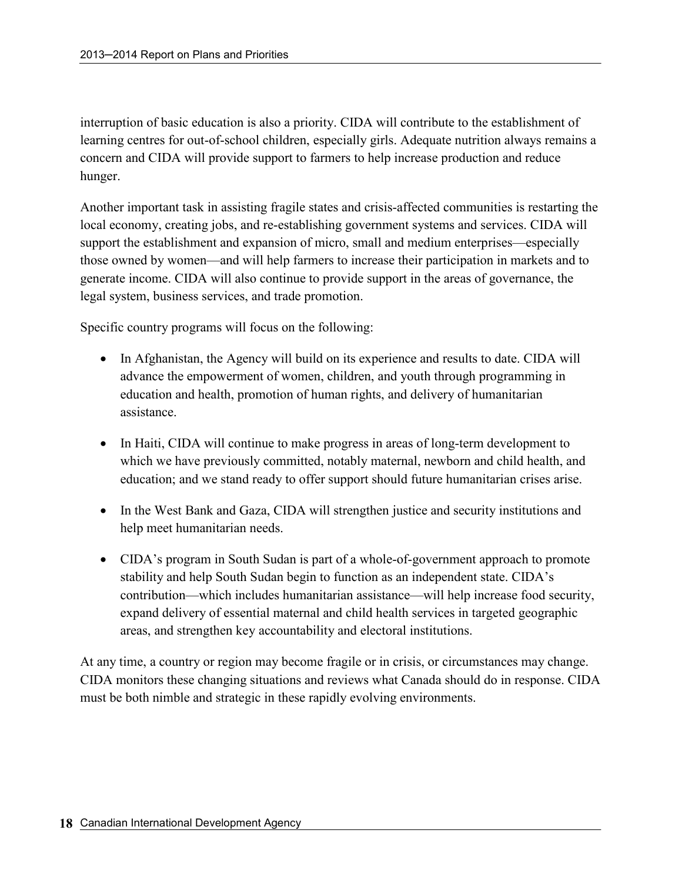interruption of basic education is also a priority. CIDA will contribute to the establishment of learning centres for out-of-school children, especially girls. Adequate nutrition always remains a concern and CIDA will provide support to farmers to help increase production and reduce hunger.

Another important task in assisting fragile states and crisis-affected communities is restarting the local economy, creating jobs, and re-establishing government systems and services. CIDA will support the establishment and expansion of micro, small and medium enterprises—especially those owned by women—and will help farmers to increase their participation in markets and to generate income. CIDA will also continue to provide support in the areas of governance, the legal system, business services, and trade promotion.

Specific country programs will focus on the following:

- In Afghanistan, the Agency will build on its experience and results to date. CIDA will advance the empowerment of women, children, and youth through programming in education and health, promotion of human rights, and delivery of humanitarian assistance.
- In Haiti, CIDA will continue to make progress in areas of long-term development to which we have previously committed, notably maternal, newborn and child health, and education; and we stand ready to offer support should future humanitarian crises arise.
- In the West Bank and Gaza, CIDA will strengthen justice and security institutions and help meet humanitarian needs.
- CIDA's program in South Sudan is part of a whole-of-government approach to promote stability and help South Sudan begin to function as an independent state. CIDA's contribution—which includes humanitarian assistance—will help increase food security, expand delivery of essential maternal and child health services in targeted geographic areas, and strengthen key accountability and electoral institutions.

At any time, a country or region may become fragile or in crisis, or circumstances may change. CIDA monitors these changing situations and reviews what Canada should do in response. CIDA must be both nimble and strategic in these rapidly evolving environments.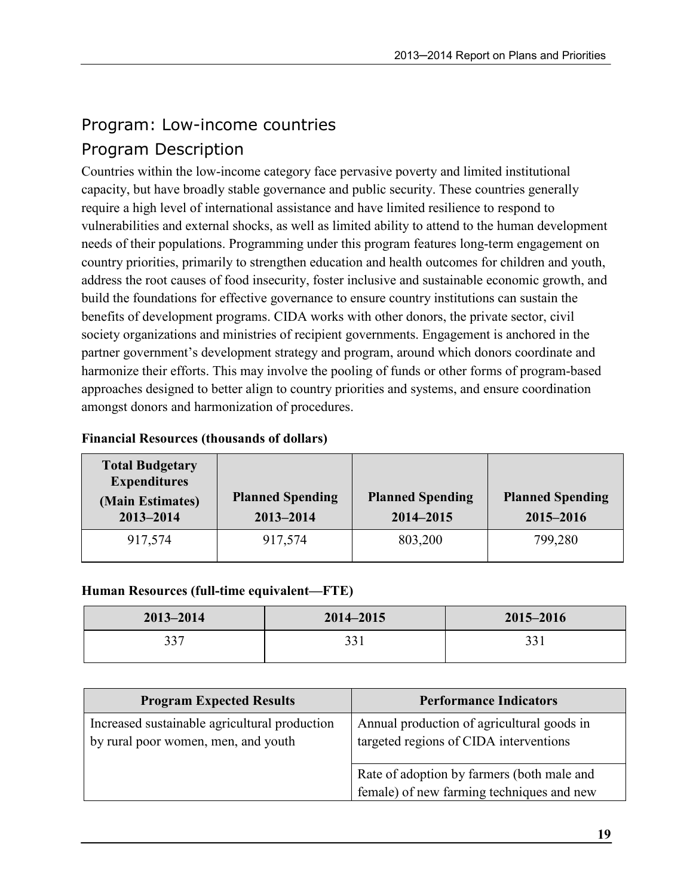## Program: Low-income countries

## Program Description

Countries within the low-income category face pervasive poverty and limited institutional capacity, but have broadly stable governance and public security. These countries generally require a high level of international assistance and have limited resilience to respond to vulnerabilities and external shocks, as well as limited ability to attend to the human development needs of their populations. Programming under this program features long-term engagement on country priorities, primarily to strengthen education and health outcomes for children and youth, address the root causes of food insecurity, foster inclusive and sustainable economic growth, and build the foundations for effective governance to ensure country institutions can sustain the benefits of development programs. CIDA works with other donors, the private sector, civil society organizations and ministries of recipient governments. Engagement is anchored in the partner government's development strategy and program, around which donors coordinate and harmonize their efforts. This may involve the pooling of funds or other forms of program-based approaches designed to better align to country priorities and systems, and ensure coordination amongst donors and harmonization of procedures.

**Financial Resources (thousands of dollars)**

| Total Budgetary Expenditures (Main Estimates) 2013–2014 | Planned Spending 2013–2014 | Planned Spending 2014–2015 | Planned Spending 2015–2016 |
|---|---|---|---|
| 917,574 | 917,574 | 803,200 | 799,280 |

**Human Resources (full-time equivalent—FTE)**

| 2013–2014 | 2014–2015 | 2015–2016 |
|---|---|---|
| 337 | 331 | 331 |

| Program Expected Results | Performance Indicators |
|---|---|
| Increased sustainable agricultural production by rural poor women, men, and youth | Annual production of agricultural goods in targeted regions of CIDA interventions |
| | Rate of adoption by farmers (both male and female) of new farming techniques and new |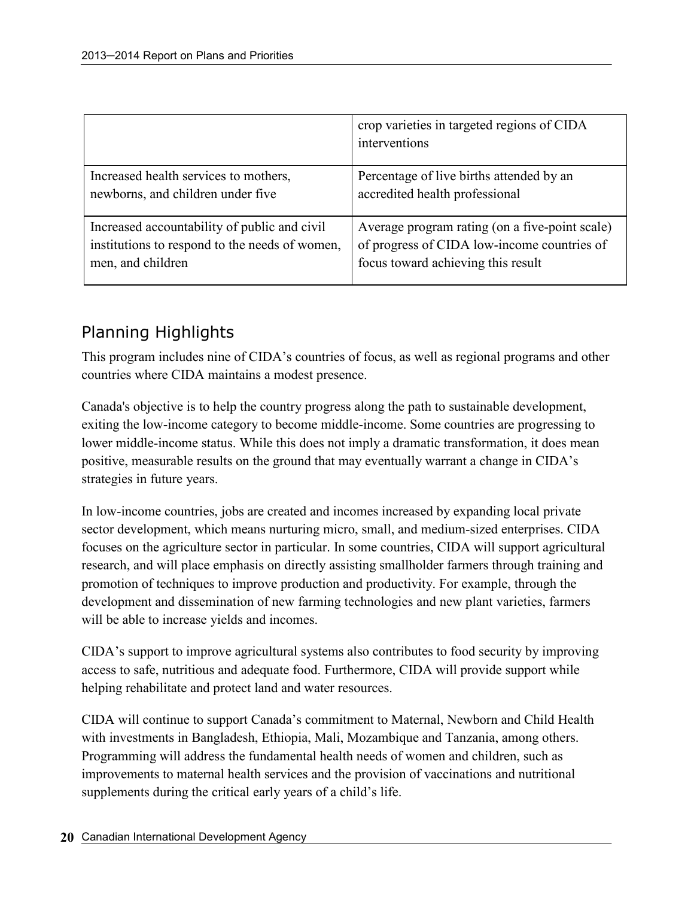| | |
|---|---|
| | crop varieties in targeted regions of CIDA interventions |
| Increased health services to mothers, newborns, and children under five | Percentage of live births attended by an accredited health professional |
| Increased accountability of public and civil institutions to respond to the needs of women, men, and children | Average program rating (on a five-point scale) of progress of CIDA low-income countries of focus toward achieving this result |

## Planning Highlights

This program includes nine of CIDA's countries of focus, as well as regional programs and other countries where CIDA maintains a modest presence.

Canada's objective is to help the country progress along the path to sustainable development, exiting the low-income category to become middle-income. Some countries are progressing to lower middle-income status. While this does not imply a dramatic transformation, it does mean positive, measurable results on the ground that may eventually warrant a change in CIDA's strategies in future years.

In low-income countries, jobs are created and incomes increased by expanding local private sector development, which means nurturing micro, small, and medium-sized enterprises. CIDA focuses on the agriculture sector in particular. In some countries, CIDA will support agricultural research, and will place emphasis on directly assisting smallholder farmers through training and promotion of techniques to improve production and productivity. For example, through the development and dissemination of new farming technologies and new plant varieties, farmers will be able to increase yields and incomes.

CIDA's support to improve agricultural systems also contributes to food security by improving access to safe, nutritious and adequate food. Furthermore, CIDA will provide support while helping rehabilitate and protect land and water resources.

CIDA will continue to support Canada's commitment to Maternal, Newborn and Child Health with investments in Bangladesh, Ethiopia, Mali, Mozambique and Tanzania, among others. Programming will address the fundamental health needs of women and children, such as improvements to maternal health services and the provision of vaccinations and nutritional supplements during the critical early years of a child's life.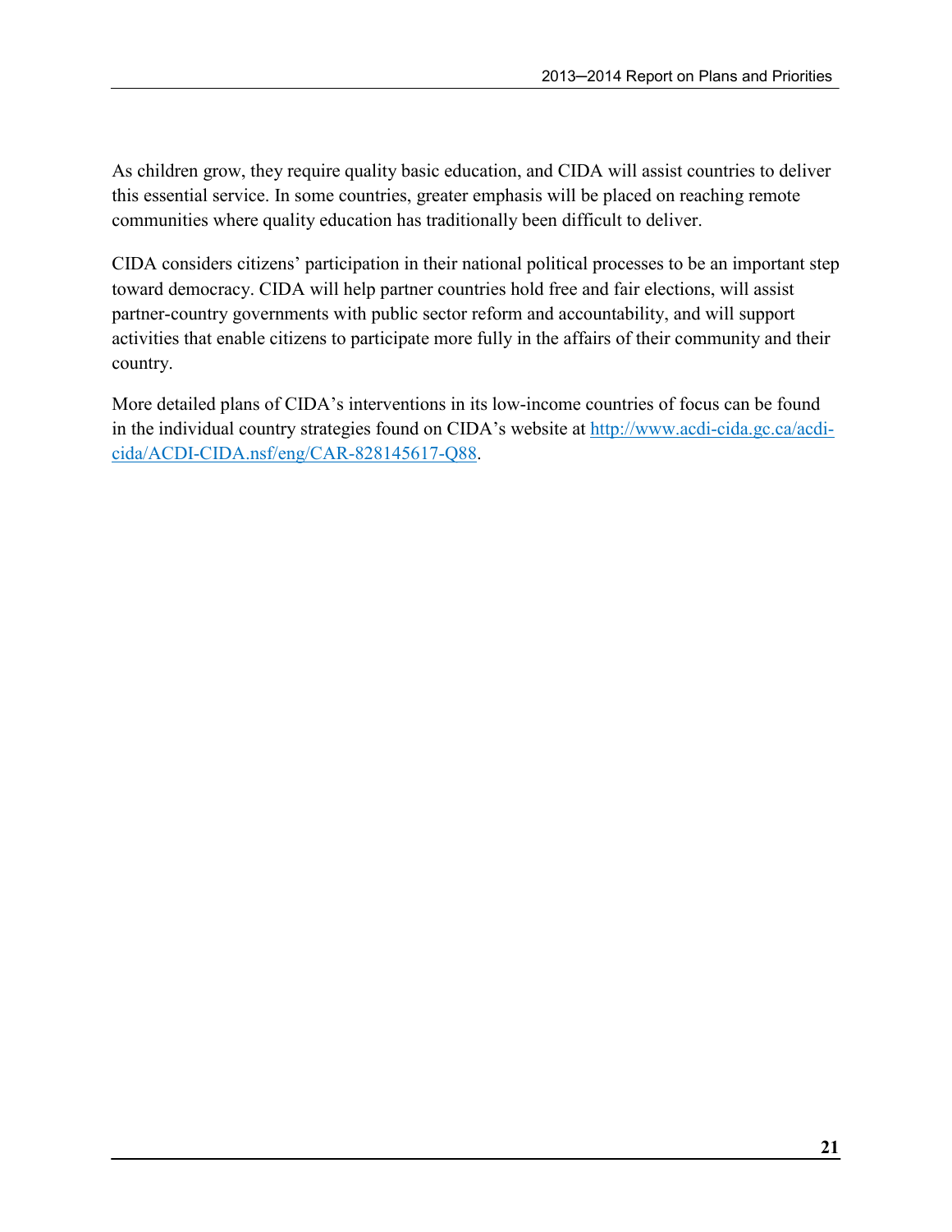As children grow, they require quality basic education, and CIDA will assist countries to deliver this essential service. In some countries, greater emphasis will be placed on reaching remote communities where quality education has traditionally been difficult to deliver.

CIDA considers citizens' participation in their national political processes to be an important step toward democracy. CIDA will help partner countries hold free and fair elections, will assist partner-country governments with public sector reform and accountability, and will support activities that enable citizens to participate more fully in the affairs of their community and their country.

More detailed plans of CIDA's interventions in its low-income countries of focus can be found in the individual country strategies found on CIDA's website at [http://www.acdi-cida.gc.ca/acdi-cida/ACDI-CIDA.nsf/eng/CAR-828145617-Q88](http://www.acdi-cida.gc.ca/acdi-cida/ACDI-CIDA.nsf/eng/CAR-828145617-Q88).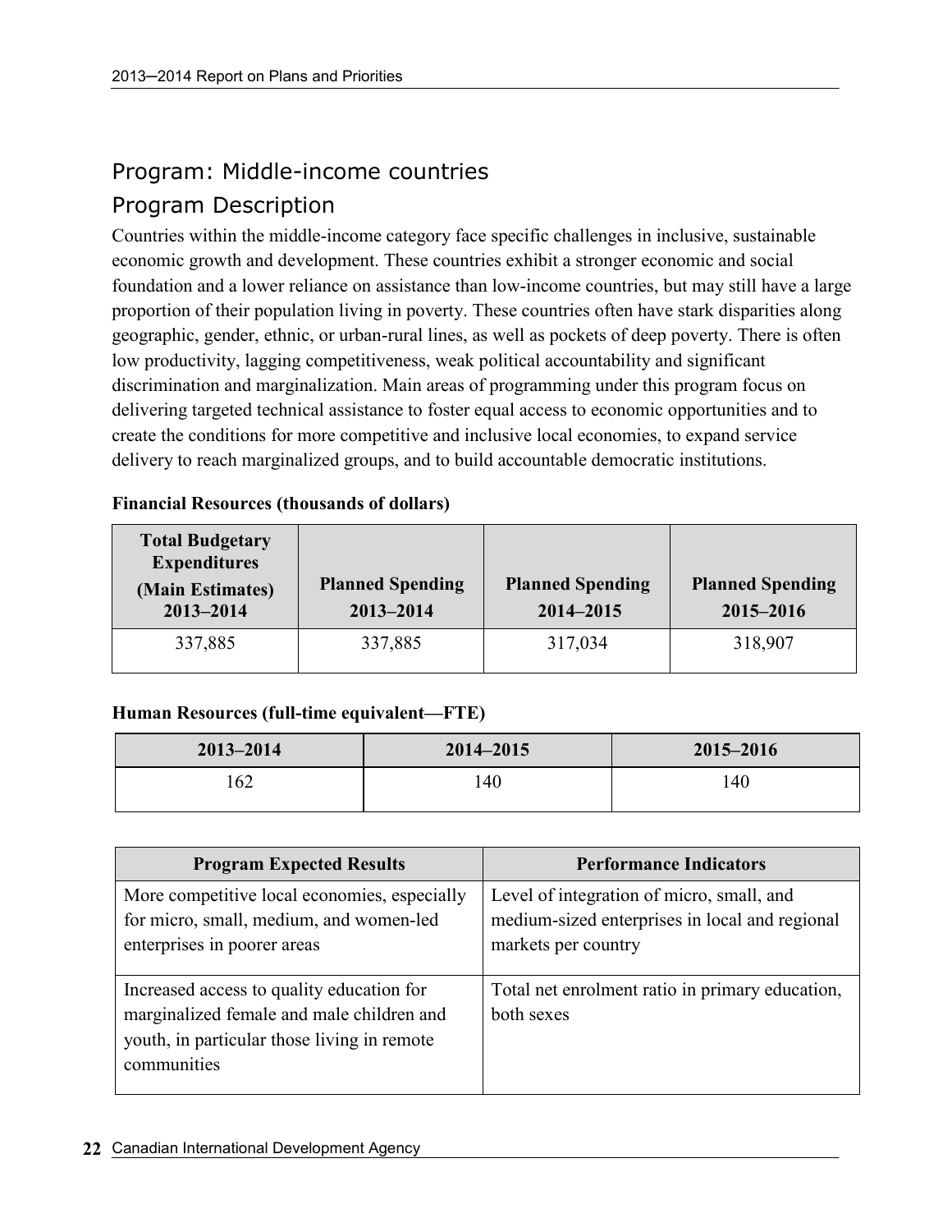## Program: Middle-income countries

## Program Description

Countries within the middle-income category face specific challenges in inclusive, sustainable economic growth and development. These countries exhibit a stronger economic and social foundation and a lower reliance on assistance than low-income countries, but may still have a large proportion of their population living in poverty. These countries often have stark disparities along geographic, gender, ethnic, or urban-rural lines, as well as pockets of deep poverty. There is often low productivity, lagging competitiveness, weak political accountability and significant discrimination and marginalization. Main areas of programming under this program focus on delivering targeted technical assistance to foster equal access to economic opportunities and to create the conditions for more competitive and inclusive local economies, to expand service delivery to reach marginalized groups, and to build accountable democratic institutions.

**Financial Resources (thousands of dollars)**

| Total Budgetary Expenditures (Main Estimates) 2013–2014 | Planned Spending 2013–2014 | Planned Spending 2014–2015 | Planned Spending 2015–2016 |
|---|---|---|---|
| 337,885 | 337,885 | 317,034 | 318,907 |

**Human Resources (full-time equivalent—FTE)**

| 2013–2014 | 2014–2015 | 2015–2016 |
|---|---|---|
| 162 | 140 | 140 |

| Program Expected Results | Performance Indicators |
|---|---|
| More competitive local economies, especially for micro, small, medium, and women-led enterprises in poorer areas | Level of integration of micro, small, and medium-sized enterprises in local and regional markets per country |
| Increased access to quality education for marginalized female and male children and youth, in particular those living in remote communities | Total net enrolment ratio in primary education, both sexes |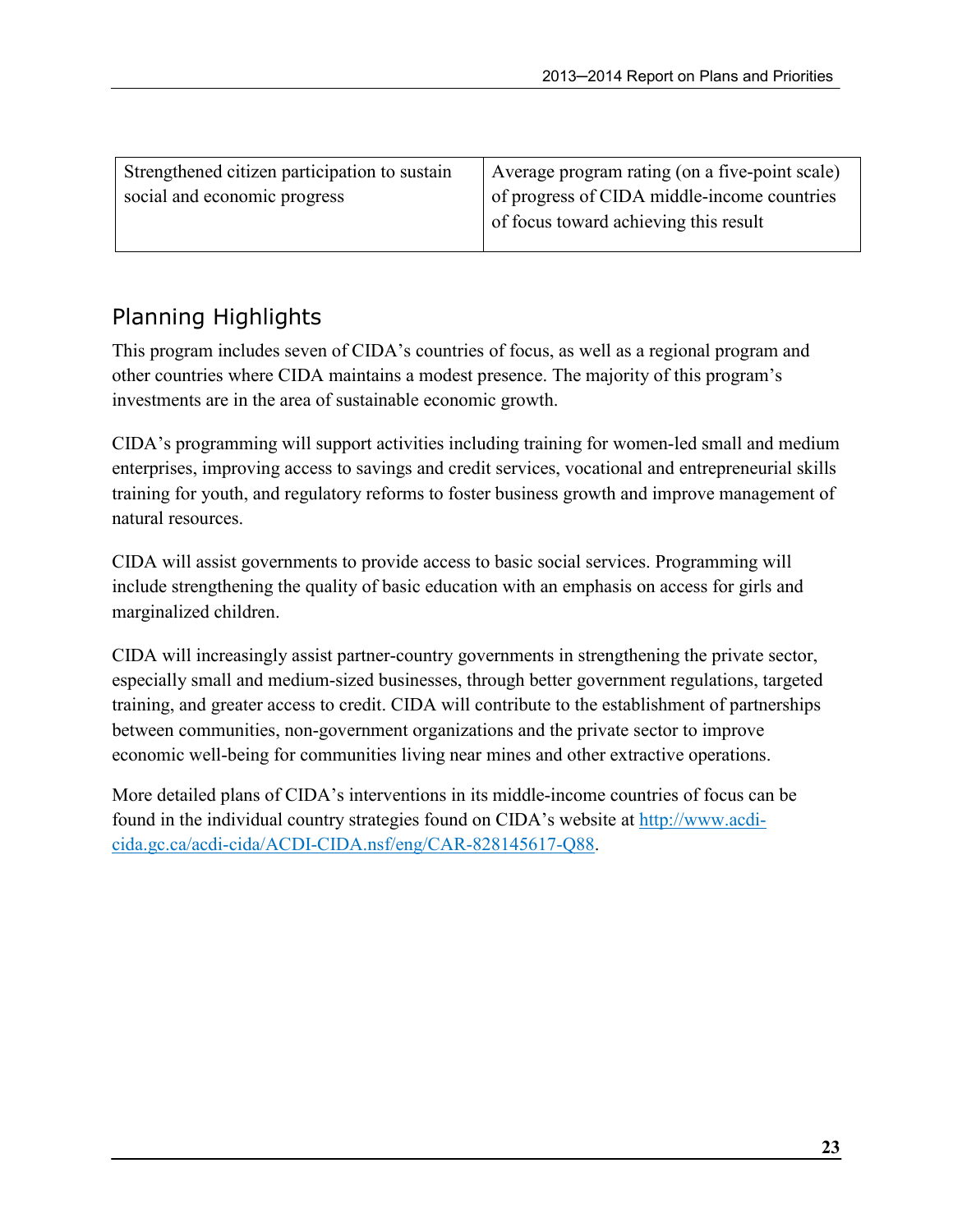| Strengthened citizen participation to sustain social and economic progress | Average program rating (on a five-point scale) of progress of CIDA middle-income countries of focus toward achieving this result |
|---|---|

## Planning Highlights

This program includes seven of CIDA's countries of focus, as well as a regional program and other countries where CIDA maintains a modest presence. The majority of this program's investments are in the area of sustainable economic growth.

CIDA's programming will support activities including training for women-led small and medium enterprises, improving access to savings and credit services, vocational and entrepreneurial skills training for youth, and regulatory reforms to foster business growth and improve management of natural resources.

CIDA will assist governments to provide access to basic social services. Programming will include strengthening the quality of basic education with an emphasis on access for girls and marginalized children.

CIDA will increasingly assist partner-country governments in strengthening the private sector, especially small and medium-sized businesses, through better government regulations, targeted training, and greater access to credit. CIDA will contribute to the establishment of partnerships between communities, non-government organizations and the private sector to improve economic well-being for communities living near mines and other extractive operations.

More detailed plans of CIDA's interventions in its middle-income countries of focus can be found in the individual country strategies found on CIDA's website at [http://www.acdi-cida.gc.ca/acdi-cida/ACDI-CIDA.nsf/eng/CAR-828145617-Q88](http://www.acdi-cida.gc.ca/acdi-cida/ACDI-CIDA.nsf/eng/CAR-828145617-Q88).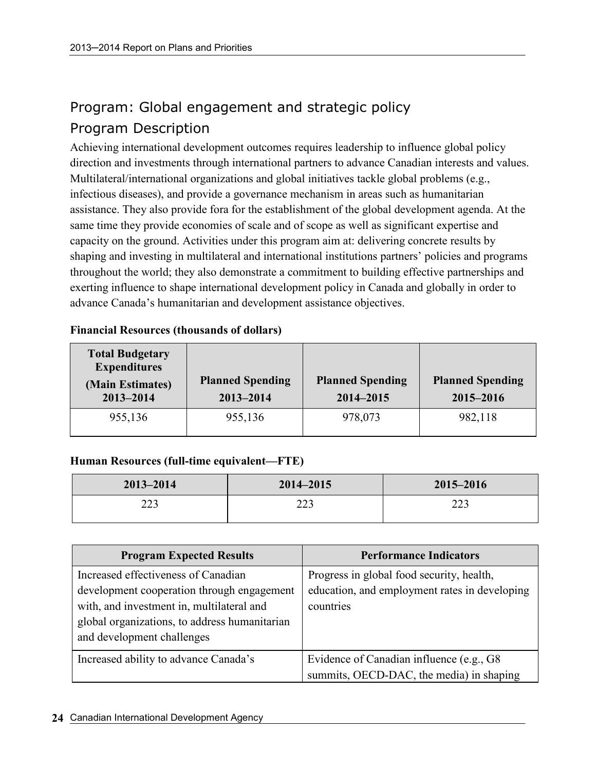## Program: Global engagement and strategic policy

## Program Description

Achieving international development outcomes requires leadership to influence global policy direction and investments through international partners to advance Canadian interests and values. Multilateral/international organizations and global initiatives tackle global problems (e.g., infectious diseases), and provide a governance mechanism in areas such as humanitarian assistance. They also provide fora for the establishment of the global development agenda. At the same time they provide economies of scale and of scope as well as significant expertise and capacity on the ground. Activities under this program aim at: delivering concrete results by shaping and investing in multilateral and international institutions partners' policies and programs throughout the world; they also demonstrate a commitment to building effective partnerships and exerting influence to shape international development policy in Canada and globally in order to advance Canada's humanitarian and development assistance objectives.

**Financial Resources (thousands of dollars)**

| Total Budgetary Expenditures (Main Estimates) 2013–2014 | Planned Spending 2013–2014 | Planned Spending 2014–2015 | Planned Spending 2015–2016 |
|---|---|---|---|
| 955,136 | 955,136 | 978,073 | 982,118 |

**Human Resources (full-time equivalent—FTE)**

| 2013–2014 | 2014–2015 | 2015–2016 |
|---|---|---|
| 223 | 223 | 223 |

| Program Expected Results | Performance Indicators |
|---|---|
| Increased effectiveness of Canadian development cooperation through engagement with, and investment in, multilateral and global organizations, to address humanitarian and development challenges | Progress in global food security, health, education, and employment rates in developing countries |
| Increased ability to advance Canada's | Evidence of Canadian influence (e.g., G8 summits, OECD-DAC, the media) in shaping |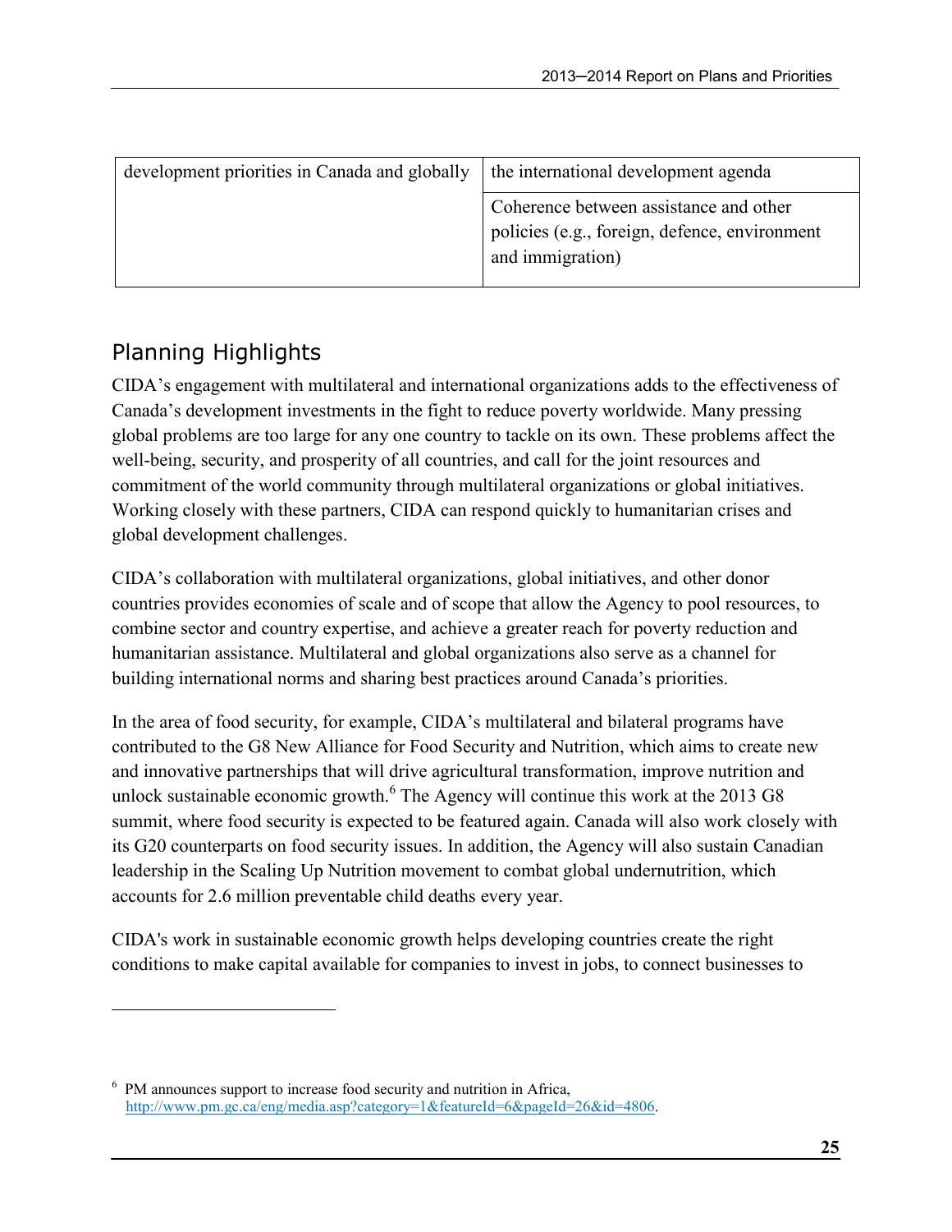| development priorities in Canada and globally | the international development agenda |
|---|---|
| | Coherence between assistance and other policies (e.g., foreign, defence, environment and immigration) |

## Planning Highlights

CIDA's engagement with multilateral and international organizations adds to the effectiveness of Canada's development investments in the fight to reduce poverty worldwide. Many pressing global problems are too large for any one country to tackle on its own. These problems affect the well-being, security, and prosperity of all countries, and call for the joint resources and commitment of the world community through multilateral organizations or global initiatives. Working closely with these partners, CIDA can respond quickly to humanitarian crises and global development challenges.

CIDA's collaboration with multilateral organizations, global initiatives, and other donor countries provides economies of scale and of scope that allow the Agency to pool resources, to combine sector and country expertise, and achieve a greater reach for poverty reduction and humanitarian assistance. Multilateral and global organizations also serve as a channel for building international norms and sharing best practices around Canada's priorities.

In the area of food security, for example, CIDA's multilateral and bilateral programs have contributed to the G8 New Alliance for Food Security and Nutrition, which aims to create new and innovative partnerships that will drive agricultural transformation, improve nutrition and unlock sustainable economic growth.[6] The Agency will continue this work at the 2013 G8 summit, where food security is expected to be featured again. Canada will also work closely with its G20 counterparts on food security issues. In addition, the Agency will also sustain Canadian leadership in the Scaling Up Nutrition movement to combat global undernutrition, which accounts for 2.6 million preventable child deaths every year.

CIDA's work in sustainable economic growth helps developing countries create the right conditions to make capital available for companies to invest in jobs, to connect businesses to

---

[6] PM announces support to increase food security and nutrition in Africa, http://www.pm.gc.ca/eng/media.asp?category=1&featureId=6&pageId=26&id=4806.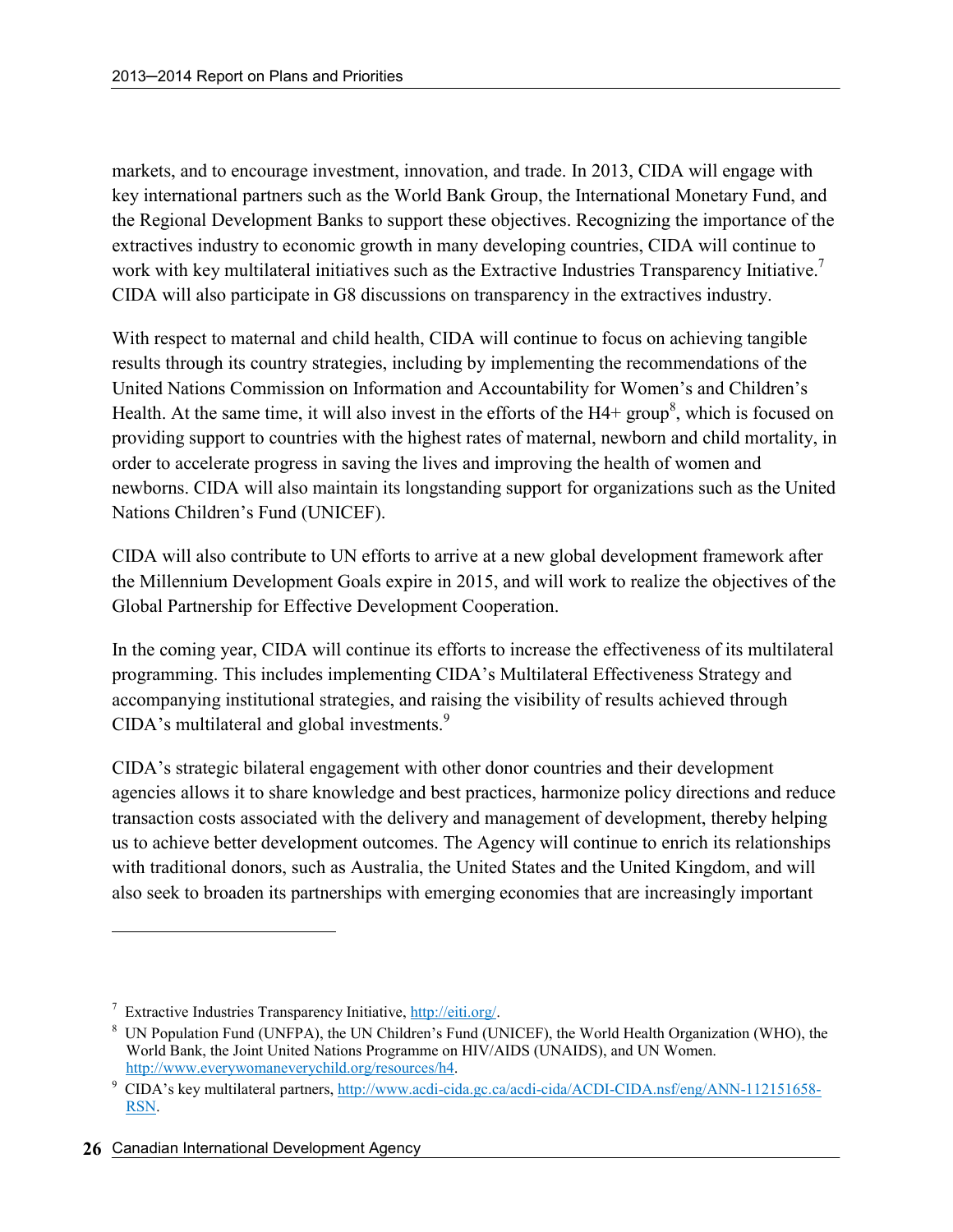markets, and to encourage investment, innovation, and trade. In 2013, CIDA will engage with key international partners such as the World Bank Group, the International Monetary Fund, and the Regional Development Banks to support these objectives. Recognizing the importance of the extractives industry to economic growth in many developing countries, CIDA will continue to work with key multilateral initiatives such as the Extractive Industries Transparency Initiative.[7] CIDA will also participate in G8 discussions on transparency in the extractives industry.

With respect to maternal and child health, CIDA will continue to focus on achieving tangible results through its country strategies, including by implementing the recommendations of the United Nations Commission on Information and Accountability for Women's and Children's Health. At the same time, it will also invest in the efforts of the H4+ group[8], which is focused on providing support to countries with the highest rates of maternal, newborn and child mortality, in order to accelerate progress in saving the lives and improving the health of women and newborns. CIDA will also maintain its longstanding support for organizations such as the United Nations Children's Fund (UNICEF).

CIDA will also contribute to UN efforts to arrive at a new global development framework after the Millennium Development Goals expire in 2015, and will work to realize the objectives of the Global Partnership for Effective Development Cooperation.

In the coming year, CIDA will continue its efforts to increase the effectiveness of its multilateral programming. This includes implementing CIDA's Multilateral Effectiveness Strategy and accompanying institutional strategies, and raising the visibility of results achieved through CIDA's multilateral and global investments.[9]

CIDA's strategic bilateral engagement with other donor countries and their development agencies allows it to share knowledge and best practices, harmonize policy directions and reduce transaction costs associated with the delivery and management of development, thereby helping us to achieve better development outcomes. The Agency will continue to enrich its relationships with traditional donors, such as Australia, the United States and the United Kingdom, and will also seek to broaden its partnerships with emerging economies that are increasingly important

---

[7] Extractive Industries Transparency Initiative, http://eiti.org/.

[8] UN Population Fund (UNFPA), the UN Children's Fund (UNICEF), the World Health Organization (WHO), the World Bank, the Joint United Nations Programme on HIV/AIDS (UNAIDS), and UN Women. http://www.everywomaneverychild.org/resources/h4.

[9] CIDA's key multilateral partners, http://www.acdi-cida.gc.ca/acdi-cida/ACDI-CIDA.nsf/eng/ANN-112151658-RSN.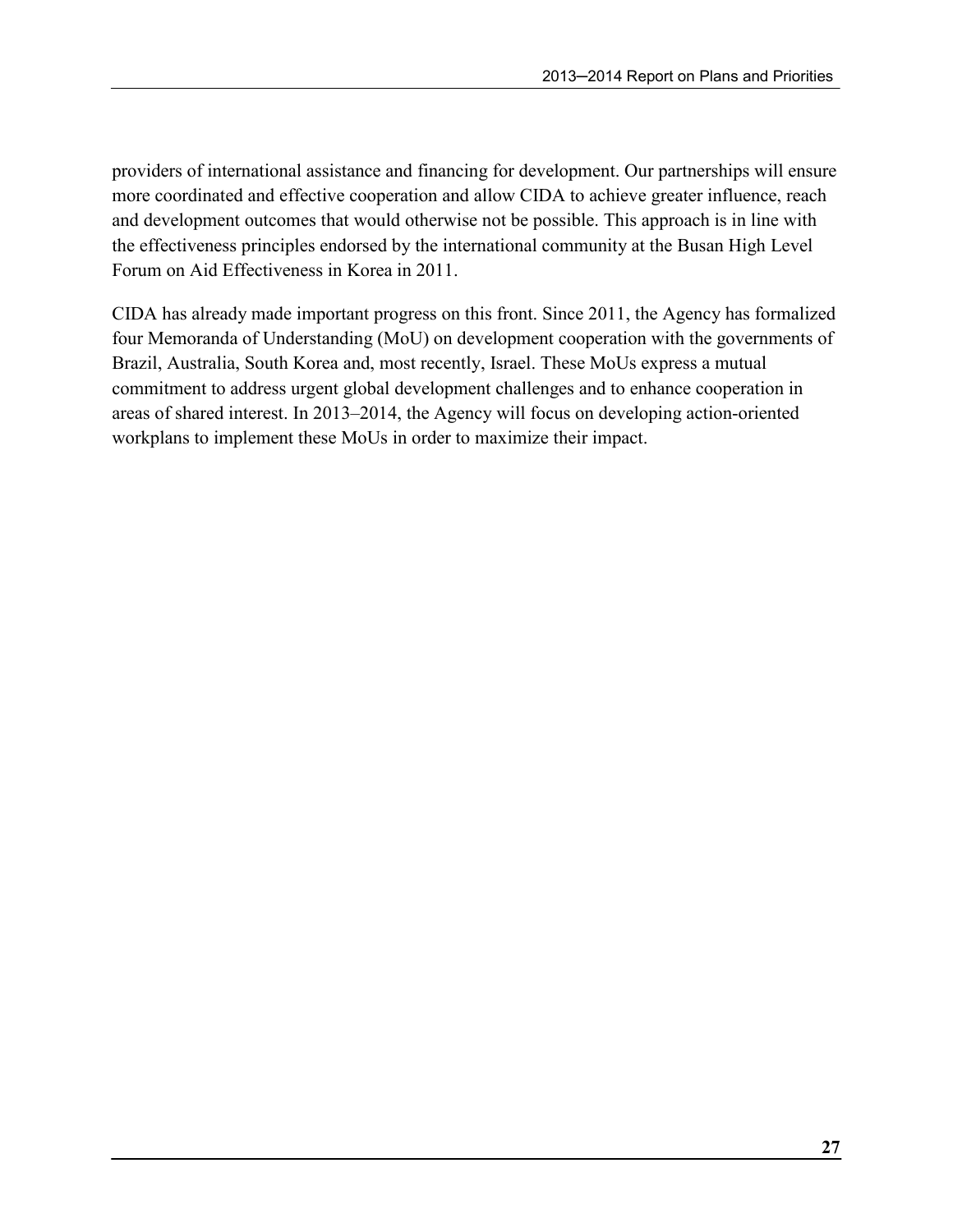providers of international assistance and financing for development. Our partnerships will ensure more coordinated and effective cooperation and allow CIDA to achieve greater influence, reach and development outcomes that would otherwise not be possible. This approach is in line with the effectiveness principles endorsed by the international community at the Busan High Level Forum on Aid Effectiveness in Korea in 2011.

CIDA has already made important progress on this front. Since 2011, the Agency has formalized four Memoranda of Understanding (MoU) on development cooperation with the governments of Brazil, Australia, South Korea and, most recently, Israel. These MoUs express a mutual commitment to address urgent global development challenges and to enhance cooperation in areas of shared interest. In 2013–2014, the Agency will focus on developing action-oriented workplans to implement these MoUs in order to maximize their impact.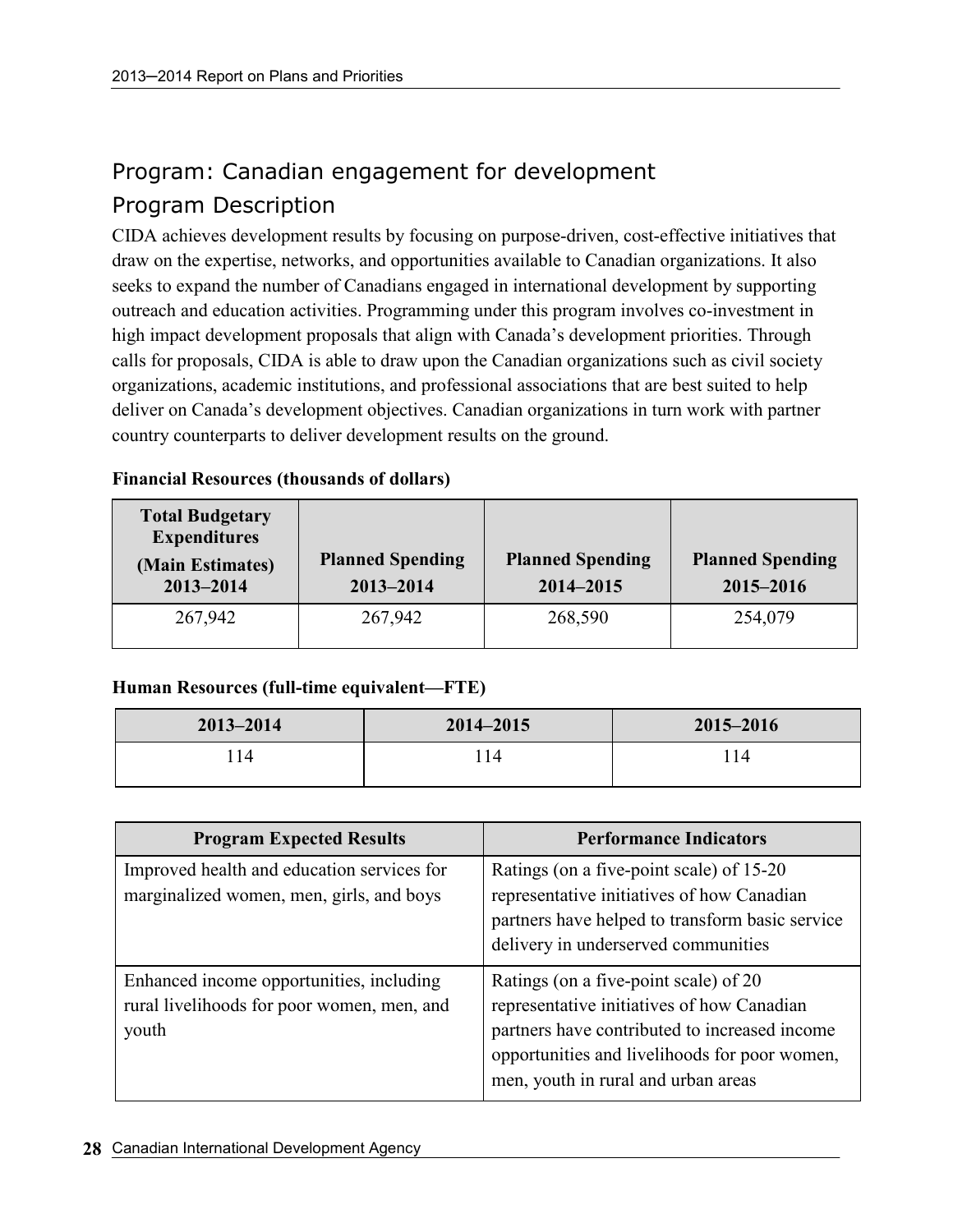## Program: Canadian engagement for development

## Program Description

CIDA achieves development results by focusing on purpose-driven, cost-effective initiatives that draw on the expertise, networks, and opportunities available to Canadian organizations. It also seeks to expand the number of Canadians engaged in international development by supporting outreach and education activities. Programming under this program involves co-investment in high impact development proposals that align with Canada's development priorities. Through calls for proposals, CIDA is able to draw upon the Canadian organizations such as civil society organizations, academic institutions, and professional associations that are best suited to help deliver on Canada's development objectives. Canadian organizations in turn work with partner country counterparts to deliver development results on the ground.

**Financial Resources (thousands of dollars)**

| Total Budgetary Expenditures (Main Estimates) 2013–2014 | Planned Spending 2013–2014 | Planned Spending 2014–2015 | Planned Spending 2015–2016 |
|---|---|---|---|
| 267,942 | 267,942 | 268,590 | 254,079 |

**Human Resources (full-time equivalent—FTE)**

| 2013–2014 | 2014–2015 | 2015–2016 |
|---|---|---|
| 114 | 114 | 114 |

| Program Expected Results | Performance Indicators |
|---|---|
| Improved health and education services for marginalized women, men, girls, and boys | Ratings (on a five-point scale) of 15-20 representative initiatives of how Canadian partners have helped to transform basic service delivery in underserved communities |
| Enhanced income opportunities, including rural livelihoods for poor women, men, and youth | Ratings (on a five-point scale) of 20 representative initiatives of how Canadian partners have contributed to increased income opportunities and livelihoods for poor women, men, youth in rural and urban areas |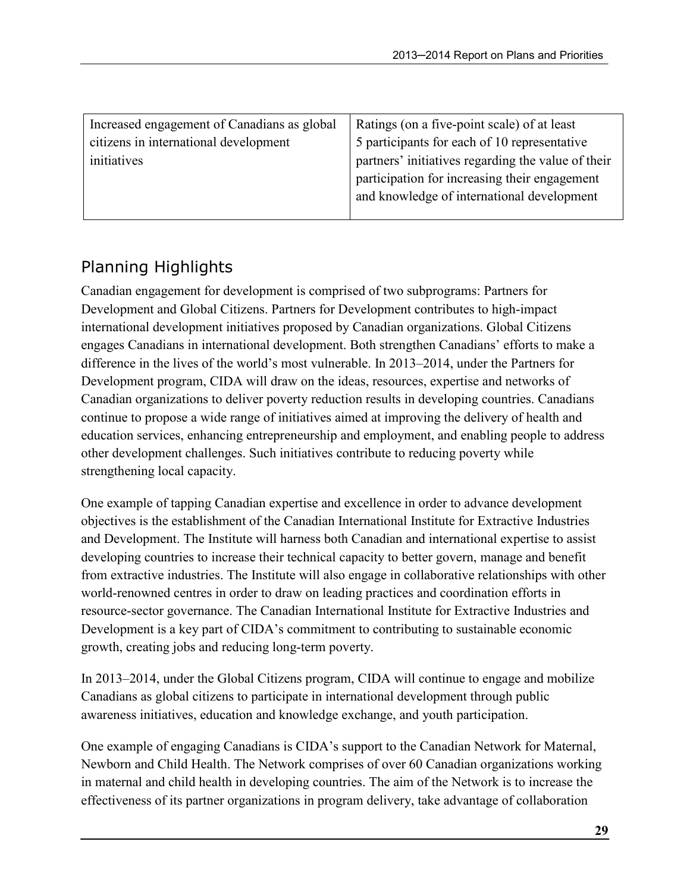| Increased engagement of Canadians as global citizens in international development initiatives | Ratings (on a five-point scale) of at least 5 participants for each of 10 representative partners' initiatives regarding the value of their participation for increasing their engagement and knowledge of international development |
|---|---|

## Planning Highlights

Canadian engagement for development is comprised of two subprograms: Partners for Development and Global Citizens. Partners for Development contributes to high-impact international development initiatives proposed by Canadian organizations. Global Citizens engages Canadians in international development. Both strengthen Canadians' efforts to make a difference in the lives of the world's most vulnerable. In 2013–2014, under the Partners for Development program, CIDA will draw on the ideas, resources, expertise and networks of Canadian organizations to deliver poverty reduction results in developing countries. Canadians continue to propose a wide range of initiatives aimed at improving the delivery of health and education services, enhancing entrepreneurship and employment, and enabling people to address other development challenges. Such initiatives contribute to reducing poverty while strengthening local capacity.

One example of tapping Canadian expertise and excellence in order to advance development objectives is the establishment of the Canadian International Institute for Extractive Industries and Development. The Institute will harness both Canadian and international expertise to assist developing countries to increase their technical capacity to better govern, manage and benefit from extractive industries. The Institute will also engage in collaborative relationships with other world-renowned centres in order to draw on leading practices and coordination efforts in resource-sector governance. The Canadian International Institute for Extractive Industries and Development is a key part of CIDA's commitment to contributing to sustainable economic growth, creating jobs and reducing long-term poverty.

In 2013–2014, under the Global Citizens program, CIDA will continue to engage and mobilize Canadians as global citizens to participate in international development through public awareness initiatives, education and knowledge exchange, and youth participation.

One example of engaging Canadians is CIDA's support to the Canadian Network for Maternal, Newborn and Child Health. The Network comprises of over 60 Canadian organizations working in maternal and child health in developing countries. The aim of the Network is to increase the effectiveness of its partner organizations in program delivery, take advantage of collaboration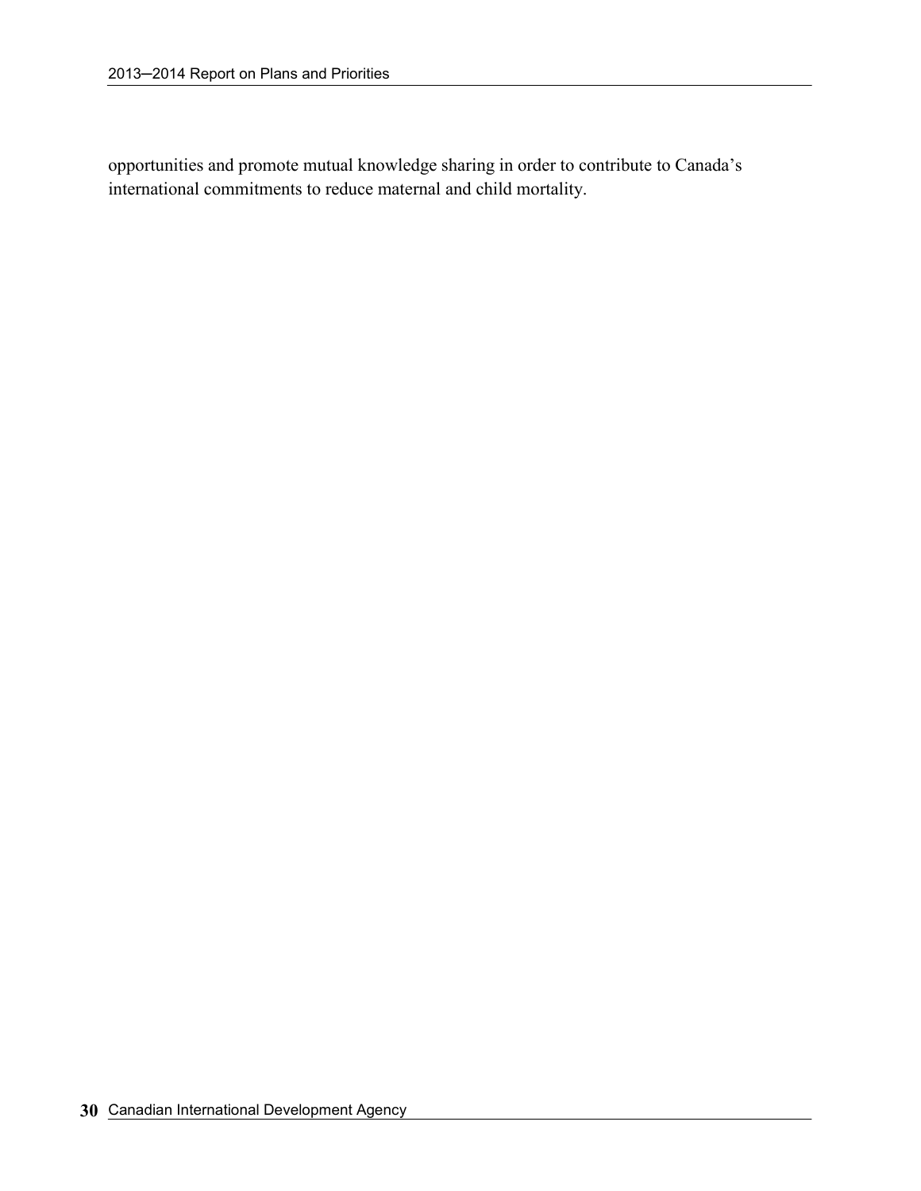opportunities and promote mutual knowledge sharing in order to contribute to Canada's international commitments to reduce maternal and child mortality.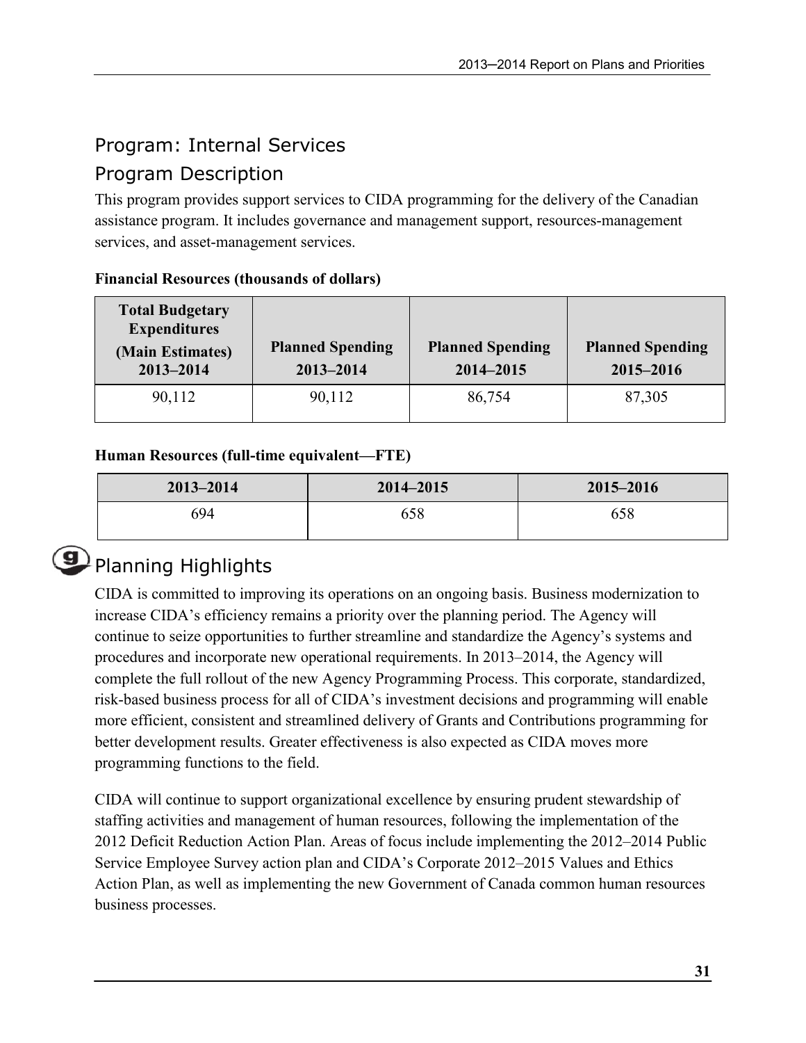## Program: Internal Services

## Program Description

This program provides support services to CIDA programming for the delivery of the Canadian assistance program. It includes governance and management support, resources-management services, and asset-management services.

**Financial Resources (thousands of dollars)**

| Total Budgetary Expenditures (Main Estimates) 2013–2014 | Planned Spending 2013–2014 | Planned Spending 2014–2015 | Planned Spending 2015–2016 |
|---|---|---|---|
| 90,112 | 90,112 | 86,754 | 87,305 |

**Human Resources (full-time equivalent—FTE)**

| 2013–2014 | 2014–2015 | 2015–2016 |
|---|---|---|
| 694 | 658 | 658 |

## Planning Highlights

CIDA is committed to improving its operations on an ongoing basis. Business modernization to increase CIDA's efficiency remains a priority over the planning period. The Agency will continue to seize opportunities to further streamline and standardize the Agency's systems and procedures and incorporate new operational requirements. In 2013–2014, the Agency will complete the full rollout of the new Agency Programming Process. This corporate, standardized, risk-based business process for all of CIDA's investment decisions and programming will enable more efficient, consistent and streamlined delivery of Grants and Contributions programming for better development results. Greater effectiveness is also expected as CIDA moves more programming functions to the field.

CIDA will continue to support organizational excellence by ensuring prudent stewardship of staffing activities and management of human resources, following the implementation of the 2012 Deficit Reduction Action Plan. Areas of focus include implementing the 2012–2014 Public Service Employee Survey action plan and CIDA's Corporate 2012–2015 Values and Ethics Action Plan, as well as implementing the new Government of Canada common human resources business processes.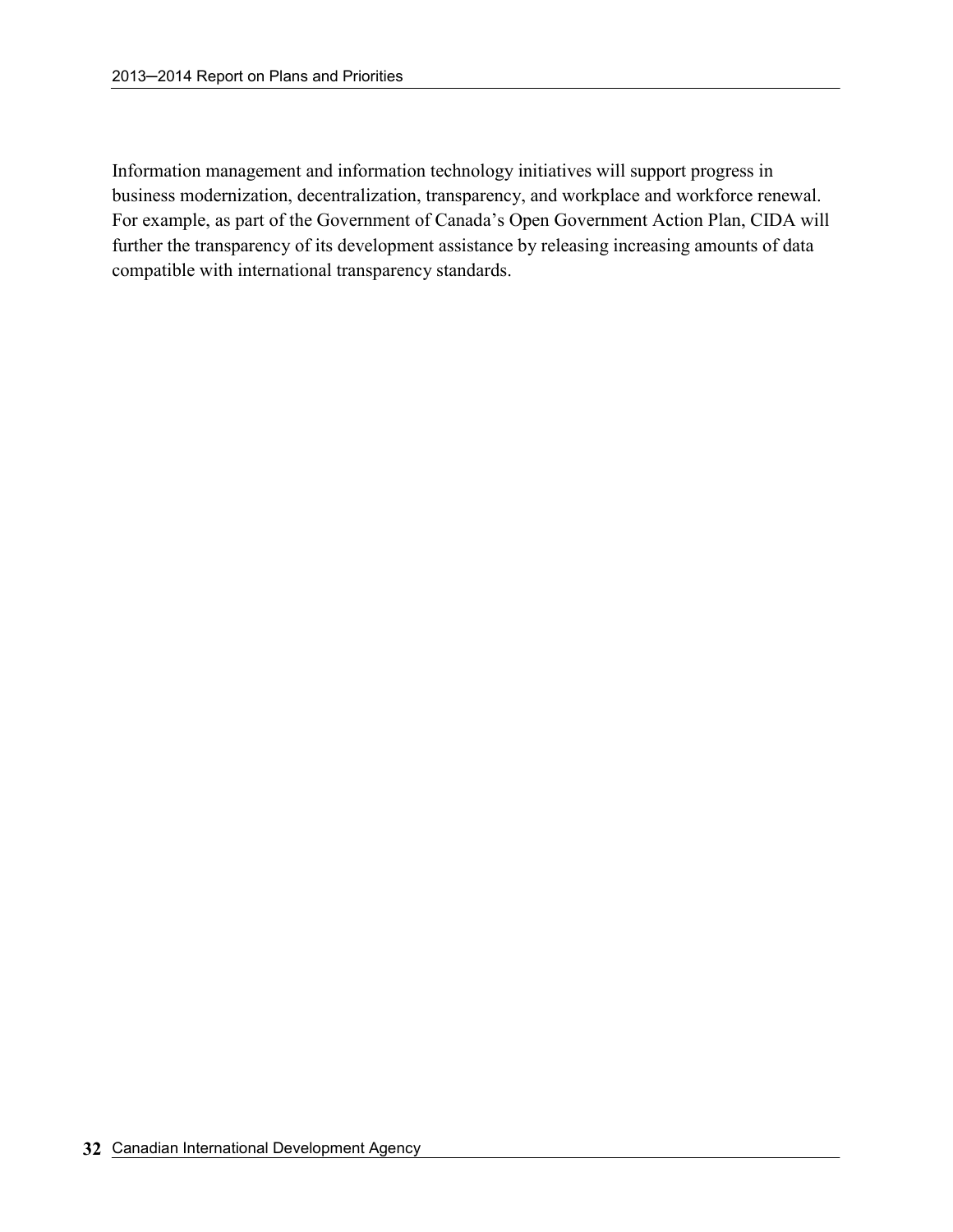Information management and information technology initiatives will support progress in business modernization, decentralization, transparency, and workplace and workforce renewal. For example, as part of the Government of Canada's Open Government Action Plan, CIDA will further the transparency of its development assistance by releasing increasing amounts of data compatible with international transparency standards.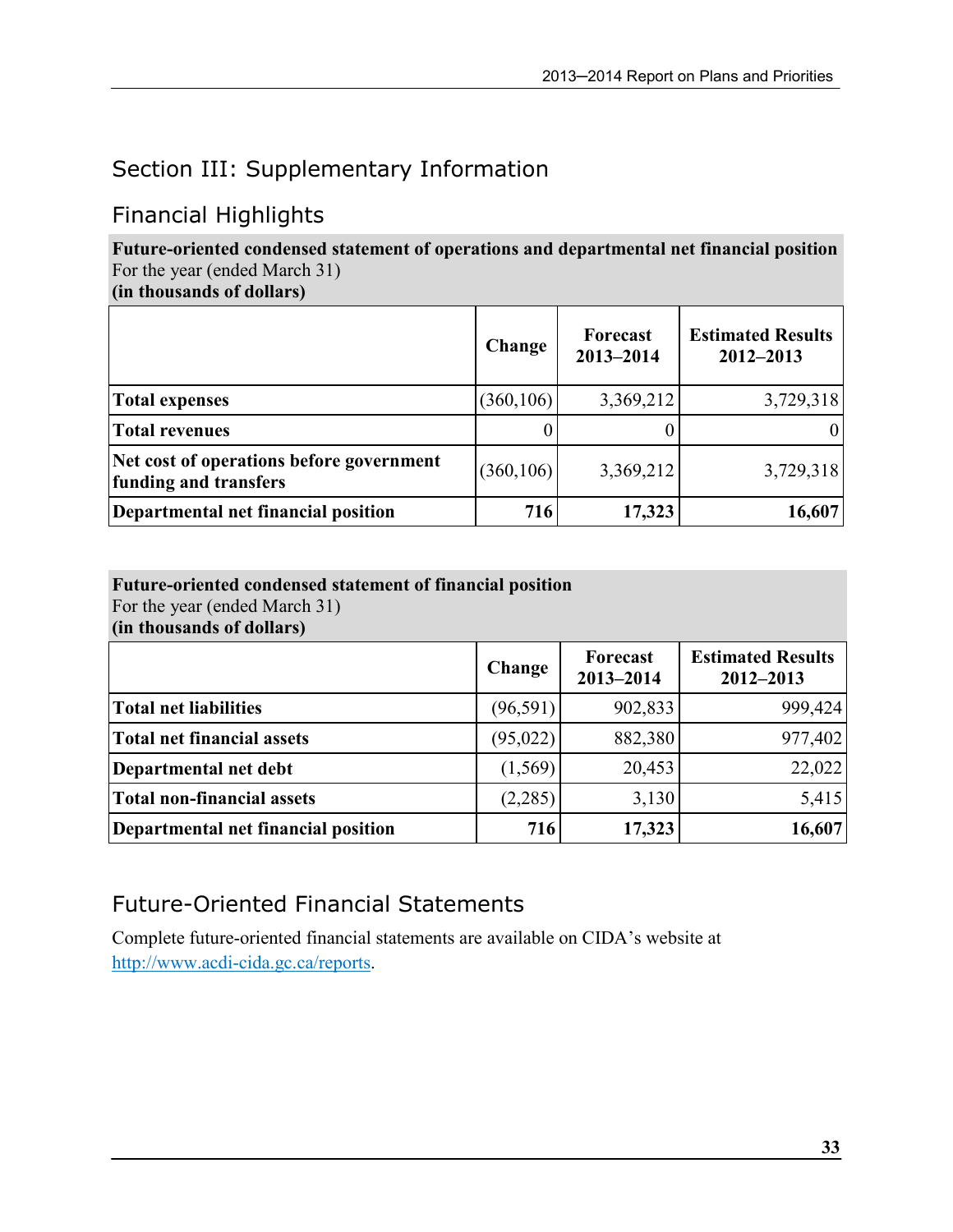## Section III: Supplementary Information

### Financial Highlights

**Future-oriented condensed statement of operations and departmental net financial position**
For the year (ended March 31)
**(in thousands of dollars)**

| | Change | Forecast 2013–2014 | Estimated Results 2012–2013 |
|---|---|---|---|
| **Total expenses** | (360,106) | 3,369,212 | 3,729,318 |
| **Total revenues** | 0 | 0 | 0 |
| **Net cost of operations before government funding and transfers** | (360,106) | 3,369,212 | 3,729,318 |
| **Departmental net financial position** | **716** | **17,323** | **16,607** |

**Future-oriented condensed statement of financial position**
For the year (ended March 31)
**(in thousands of dollars)**

| | Change | Forecast 2013–2014 | Estimated Results 2012–2013 |
|---|---|---|---|
| **Total net liabilities** | (96,591) | 902,833 | 999,424 |
| **Total net financial assets** | (95,022) | 882,380 | 977,402 |
| **Departmental net debt** | (1,569) | 20,453 | 22,022 |
| **Total non-financial assets** | (2,285) | 3,130 | 5,415 |
| **Departmental net financial position** | **716** | **17,323** | **16,607** |

### Future-Oriented Financial Statements

Complete future-oriented financial statements are available on CIDA's website at [http://www.acdi-cida.gc.ca/reports](http://www.acdi-cida.gc.ca/reports).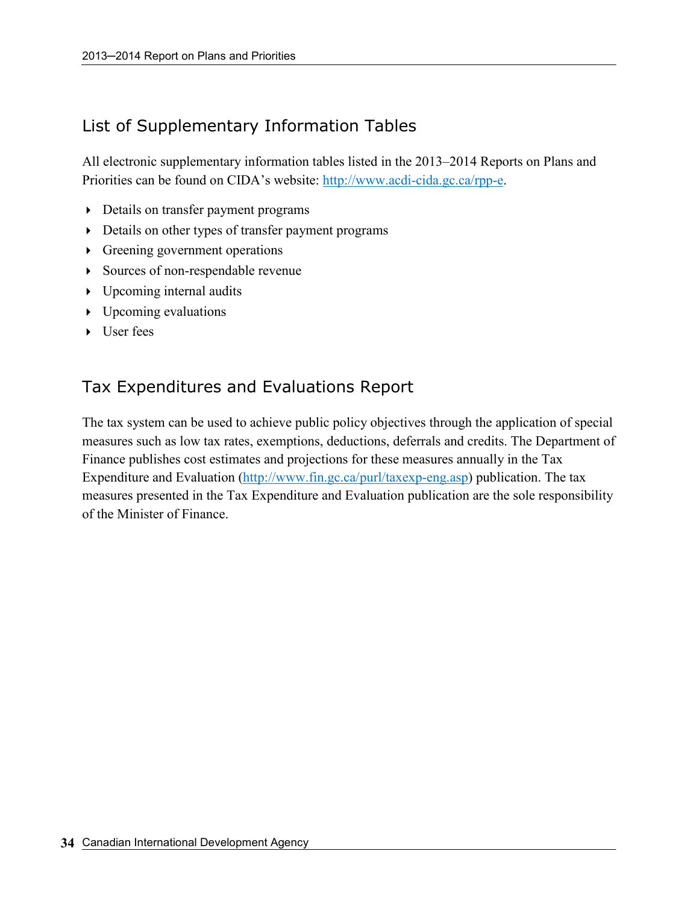## List of Supplementary Information Tables

All electronic supplementary information tables listed in the 2013–2014 Reports on Plans and Priorities can be found on CIDA's website: http://www.acdi-cida.gc.ca/rpp-e.

- Details on transfer payment programs
- Details on other types of transfer payment programs
- Greening government operations
- Sources of non-respendable revenue
- Upcoming internal audits
- Upcoming evaluations
- User fees

## Tax Expenditures and Evaluations Report

The tax system can be used to achieve public policy objectives through the application of special measures such as low tax rates, exemptions, deductions, deferrals and credits. The Department of Finance publishes cost estimates and projections for these measures annually in the Tax Expenditure and Evaluation (http://www.fin.gc.ca/purl/taxexp-eng.asp) publication. The tax measures presented in the Tax Expenditure and Evaluation publication are the sole responsibility of the Minister of Finance.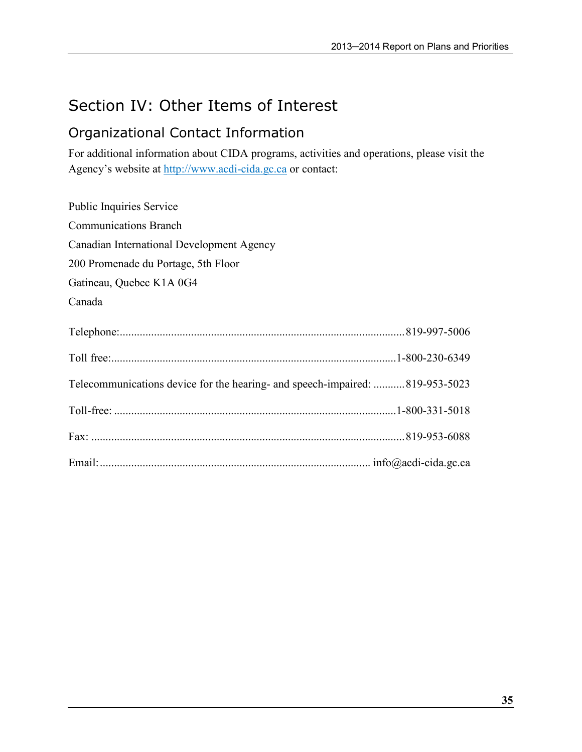# Section IV: Other Items of Interest

## Organizational Contact Information

For additional information about CIDA programs, activities and operations, please visit the Agency's website at http://www.acdi-cida.gc.ca or contact:

Public Inquiries Service

Communications Branch

Canadian International Development Agency

200 Promenade du Portage, 5th Floor

Gatineau, Quebec K1A 0G4

Canada

Telephone:....................................................................................................819-997-5006

Toll free:....................................................................................................1-800-230-6349

Telecommunications device for the hearing- and speech-impaired: ...........819-953-5023

Toll-free: ...................................................................................................1-800-331-5018

Fax: .............................................................................................................819-953-6088

Email:.............................................................................................. info@acdi-cida.gc.ca